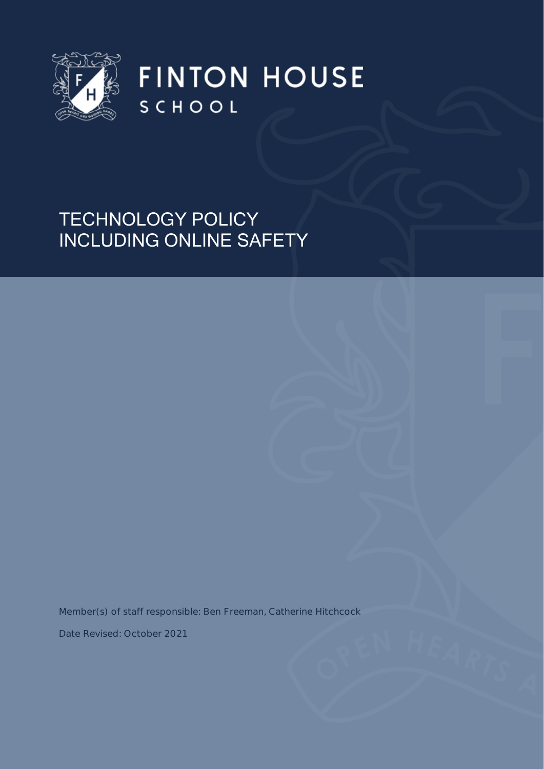FINTON HOUSE

SCHOOL

# TECHNOLOGY POLICY
# INCLUDING ONLINE SAFETY

Member(s) of staff responsible: Ben Freeman, Catherine Hitchcock

Date Revised: October 2021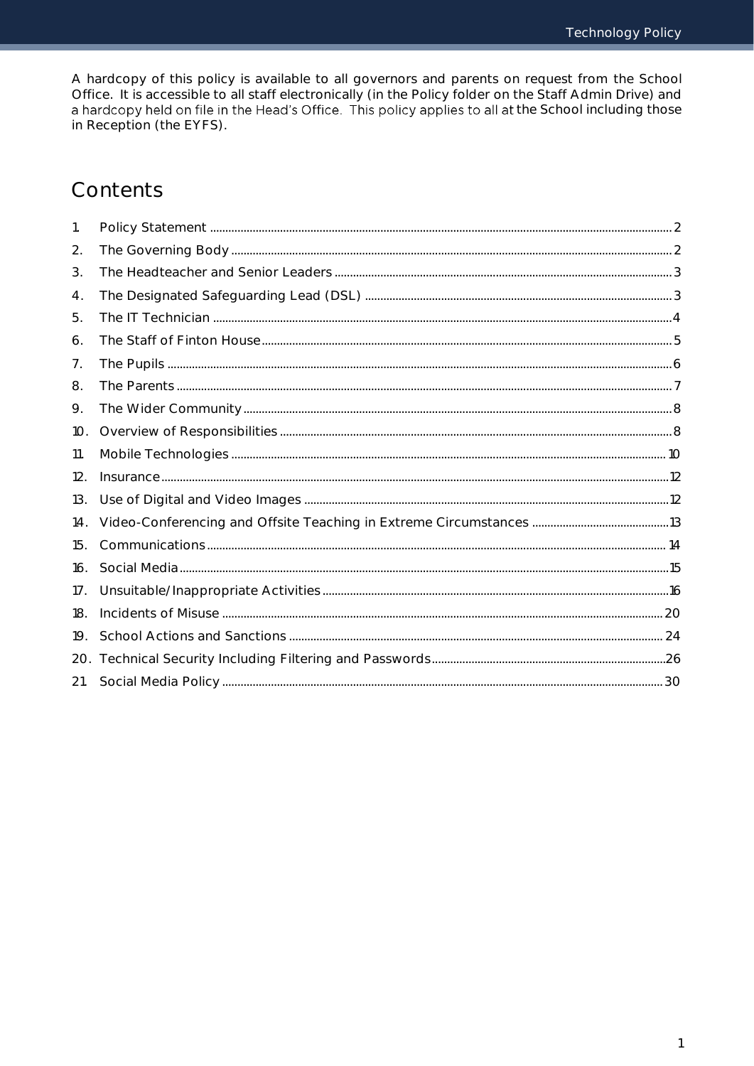A hardcopy of this policy is available to all governors and parents on request from the School Office. It is accessible to all staff electronically (in the Policy folder on the Staff Admin Drive) and a hardcopy held on file in the Head's Office. This policy applies to all at the School including those in Reception (the EYFS).

# Contents

1. Policy Statement ..... 2
2. The Governing Body ..... 2
3. The Headteacher and Senior Leaders ..... 3
4. The Designated Safeguarding Lead (DSL) ..... 3
5. The IT Technician ..... 4
6. The Staff of Finton House ..... 5
7. The Pupils ..... 6
8. The Parents ..... 7
9. The Wider Community ..... 8
10. Overview of Responsibilities ..... 8
11. Mobile Technologies ..... 10
12. Insurance ..... 12
13. Use of Digital and Video Images ..... 12
14. Video-Conferencing and Offsite Teaching in Extreme Circumstances ..... 13
15. Communications ..... 14
16. Social Media ..... 15
17. Unsuitable/Inappropriate Activities ..... 16
18. Incidents of Misuse ..... 20
19. School Actions and Sanctions ..... 24
20. Technical Security Including Filtering and Passwords ..... 26
21. Social Media Policy ..... 30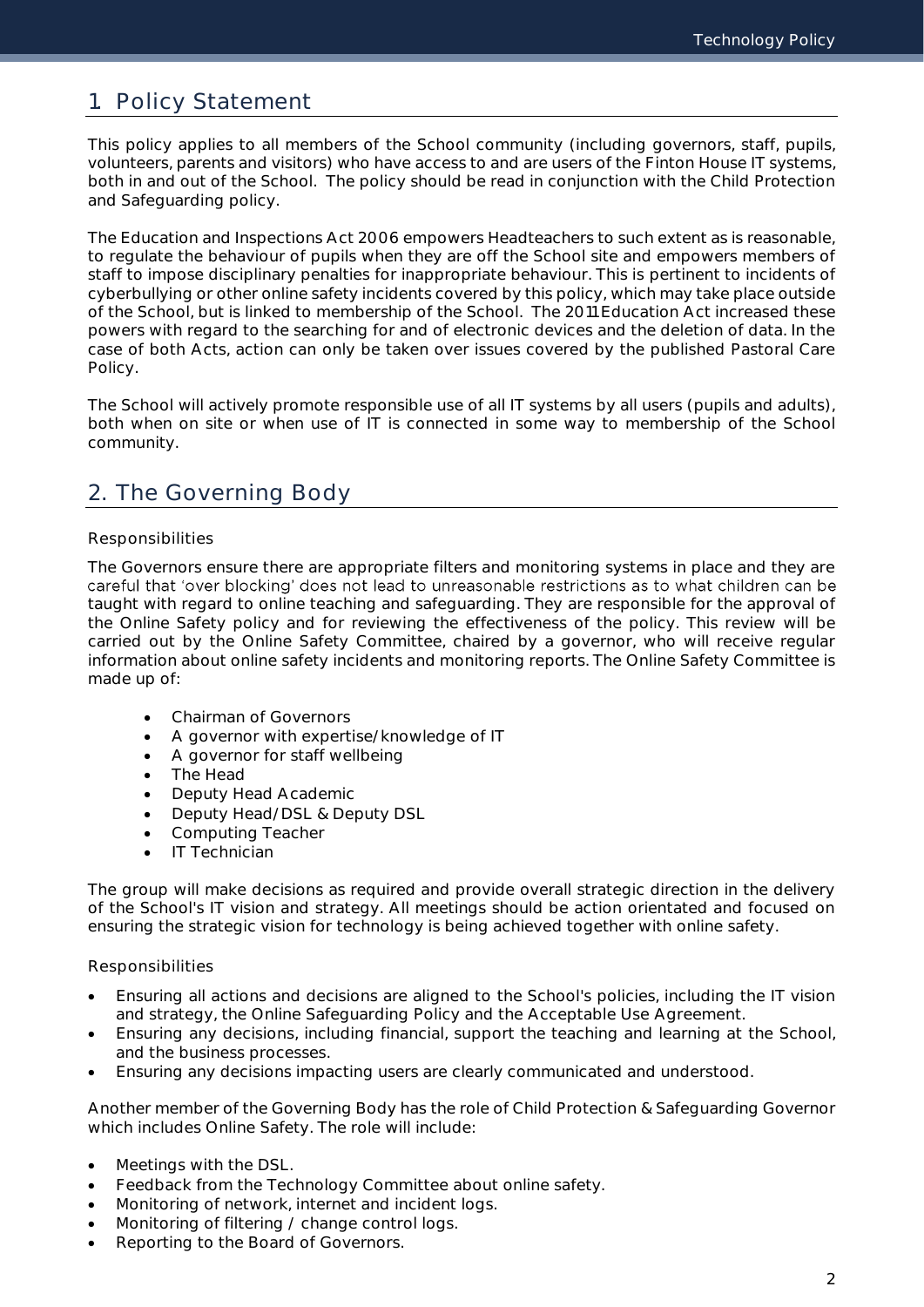## 1 Policy Statement

This policy applies to all members of the School community (including governors, staff, pupils, volunteers, parents and visitors) who have access to and are users of the Finton House IT systems, both in and out of the School. The policy should be read in conjunction with the Child Protection and Safeguarding policy.

The Education and Inspections Act 2006 empowers Headteachers to such extent as is reasonable, to regulate the behaviour of pupils when they are off the School site and empowers members of staff to impose disciplinary penalties for inappropriate behaviour. This is pertinent to incidents of cyberbullying or other online safety incidents covered by this policy, which may take place outside of the School, but is linked to membership of the School. The 2011 Education Act increased these powers with regard to the searching for and of electronic devices and the deletion of data. In the case of both Acts, action can only be taken over issues covered by the published Pastoral Care Policy.

The School will actively promote responsible use of all IT systems by all users (pupils and adults), both when on site or when use of IT is connected in some way to membership of the School community.

## 2. The Governing Body

### Responsibilities

The Governors ensure there are appropriate filters and monitoring systems in place and they are careful that 'over blocking' does not lead to unreasonable restrictions as to what children can be taught with regard to online teaching and safeguarding. They are responsible for the approval of the Online Safety policy and for reviewing the effectiveness of the policy. This review will be carried out by the Online Safety Committee, chaired by a governor, who will receive regular information about online safety incidents and monitoring reports. The Online Safety Committee is made up of:

- Chairman of Governors
- A governor with expertise/knowledge of IT
- A governor for staff wellbeing
- The Head
- Deputy Head Academic
- Deputy Head/DSL & Deputy DSL
- Computing Teacher
- IT Technician

The group will make decisions as required and provide overall strategic direction in the delivery of the School's IT vision and strategy. All meetings should be action orientated and focused on ensuring the strategic vision for technology is being achieved together with online safety.

### Responsibilities

- Ensuring all actions and decisions are aligned to the School's policies, including the IT vision and strategy, the Online Safeguarding Policy and the Acceptable Use Agreement.
- Ensuring any decisions, including financial, support the teaching and learning at the School, and the business processes.
- Ensuring any decisions impacting users are clearly communicated and understood.

Another member of the Governing Body has the role of Child Protection & Safeguarding Governor which includes Online Safety. The role will include:

- Meetings with the DSL.
- Feedback from the Technology Committee about online safety.
- Monitoring of network, internet and incident logs.
- Monitoring of filtering / change control logs.
- Reporting to the Board of Governors.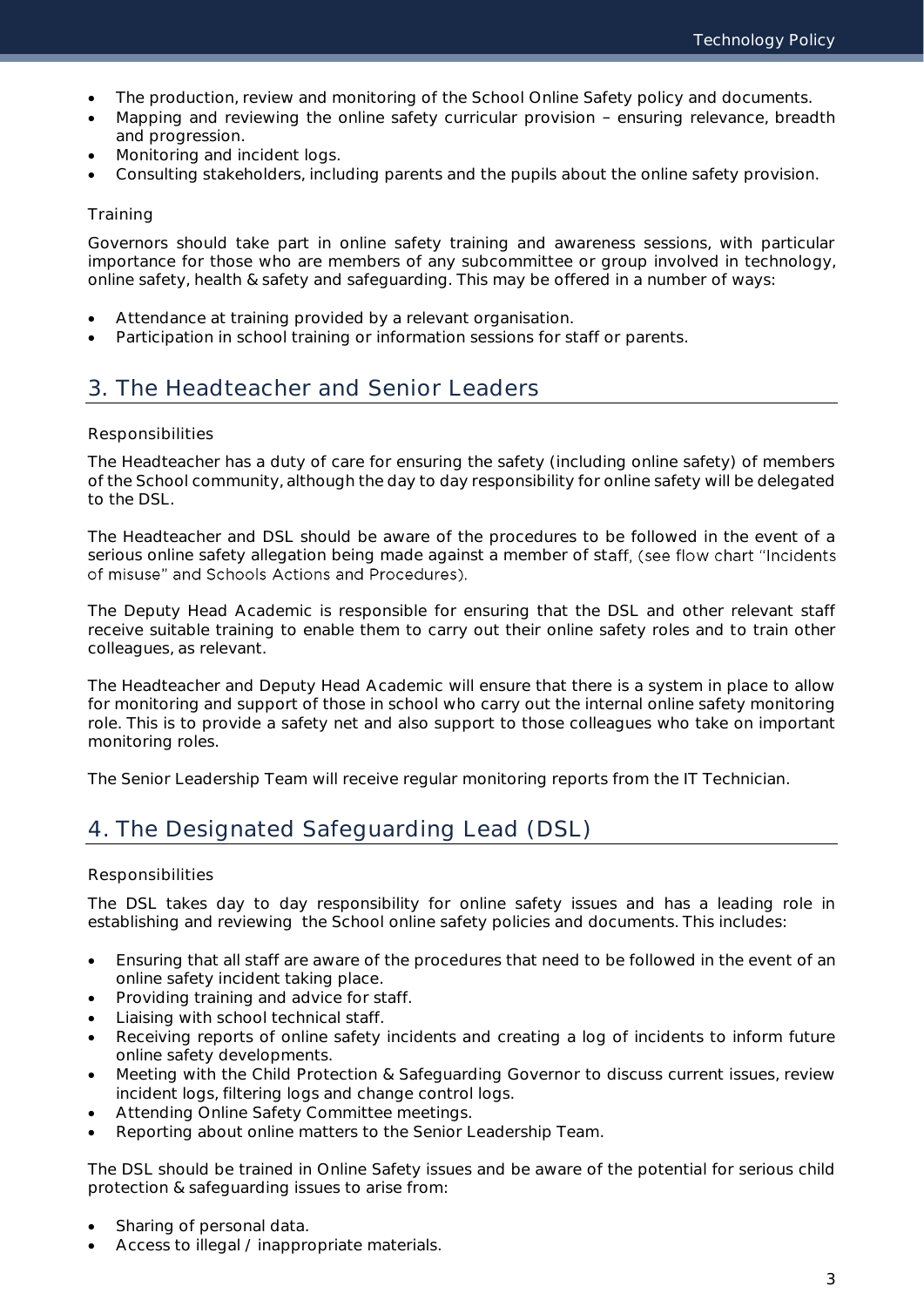- The production, review and monitoring of the School Online Safety policy and documents.
- Mapping and reviewing the online safety curricular provision – ensuring relevance, breadth and progression.
- Monitoring and incident logs.
- Consulting stakeholders, including parents and the pupils about the online safety provision.

### Training

Governors should take part in online safety training and awareness sessions, with particular importance for those who are members of any subcommittee or group involved in technology, online safety, health & safety and safeguarding. This may be offered in a number of ways:

- Attendance at training provided by a relevant organisation.
- Participation in school training or information sessions for staff or parents.

## 3. The Headteacher and Senior Leaders

### Responsibilities

The Headteacher has a duty of care for ensuring the safety (including online safety) of members of the School community, although the day to day responsibility for online safety will be delegated to the DSL.

The Headteacher and DSL should be aware of the procedures to be followed in the event of a serious online safety allegation being made against a member of staff, (see flow chart "Incidents of misuse" and Schools Actions and Procedures).

The Deputy Head Academic is responsible for ensuring that the DSL and other relevant staff receive suitable training to enable them to carry out their online safety roles and to train other colleagues, as relevant.

The Headteacher and Deputy Head Academic will ensure that there is a system in place to allow for monitoring and support of those in school who carry out the internal online safety monitoring role. This is to provide a safety net and also support to those colleagues who take on important monitoring roles.

The Senior Leadership Team will receive regular monitoring reports from the IT Technician.

## 4. The Designated Safeguarding Lead (DSL)

### Responsibilities

The DSL takes day to day responsibility for online safety issues and has a leading role in establishing and reviewing the School online safety policies and documents. This includes:

- Ensuring that all staff are aware of the procedures that need to be followed in the event of an online safety incident taking place.
- Providing training and advice for staff.
- Liaising with school technical staff.
- Receiving reports of online safety incidents and creating a log of incidents to inform future online safety developments.
- Meeting with the Child Protection & Safeguarding Governor to discuss current issues, review incident logs, filtering logs and change control logs.
- Attending Online Safety Committee meetings.
- Reporting about online matters to the Senior Leadership Team.

The DSL should be trained in Online Safety issues and be aware of the potential for serious child protection & safeguarding issues to arise from:

- Sharing of personal data.
- Access to illegal / inappropriate materials.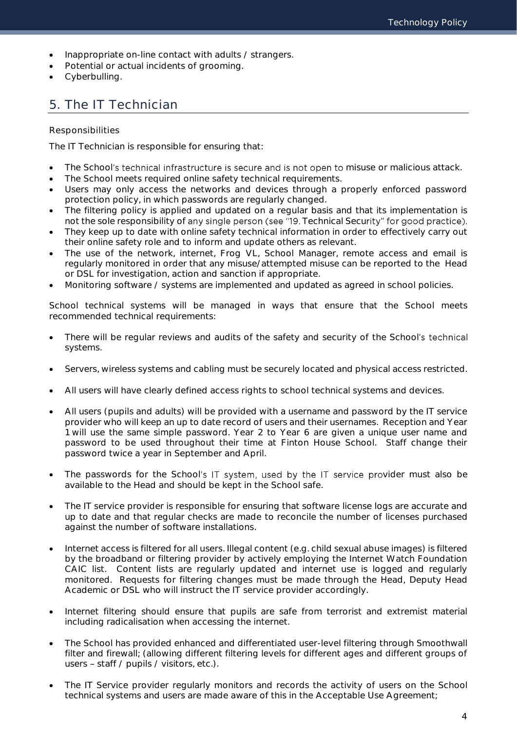- Inappropriate on-line contact with adults / strangers.
- Potential or actual incidents of grooming.
- Cyberbulling.

## 5. The IT Technician

### Responsibilities

The IT Technician is responsible for ensuring that:

- The School's technical infrastructure is secure and is not open to misuse or malicious attack.
- The School meets required online safety technical requirements.
- Users may only access the networks and devices through a properly enforced password protection policy, in which passwords are regularly changed.
- The filtering policy is applied and updated on a regular basis and that its implementation is not the sole responsibility of any single person (see "19. Technical Security" for good practice).
- They keep up to date with online safety technical information in order to effectively carry out their online safety role and to inform and update others as relevant.
- The use of the network, internet, Frog VL, School Manager, remote access and email is regularly monitored in order that any misuse/attempted misuse can be reported to the Head or DSL for investigation, action and sanction if appropriate.
- Monitoring software / systems are implemented and updated as agreed in school policies.

School technical systems will be managed in ways that ensure that the School meets recommended technical requirements:

- There will be regular reviews and audits of the safety and security of the School's technical systems.
- Servers, wireless systems and cabling must be securely located and physical access restricted.
- All users will have clearly defined access rights to school technical systems and devices.
- All users (pupils and adults) will be provided with a username and password by the IT service provider who will keep an up to date record of users and their usernames. Reception and Year 1 will use the same simple password. Year 2 to Year 6 are given a unique user name and password to be used throughout their time at Finton House School. Staff change their password twice a year in September and April.
- The passwords for the School's IT system, used by the IT service provider must also be available to the Head and should be kept in the School safe.
- The IT service provider is responsible for ensuring that software license logs are accurate and up to date and that regular checks are made to reconcile the number of licenses purchased against the number of software installations.
- Internet access is filtered for all users. Illegal content (e.g. child sexual abuse images) is filtered by the broadband or filtering provider by actively employing the Internet Watch Foundation CAIC list. Content lists are regularly updated and internet use is logged and regularly monitored. Requests for filtering changes must be made through the Head, Deputy Head Academic or DSL who will instruct the IT service provider accordingly.
- Internet filtering should ensure that pupils are safe from terrorist and extremist material including radicalisation when accessing the internet.
- The School has provided enhanced and differentiated user-level filtering through Smoothwall filter and firewall; (allowing different filtering levels for different ages and different groups of users – staff / pupils / visitors, etc.).
- The IT Service provider regularly monitors and records the activity of users on the School technical systems and users are made aware of this in the Acceptable Use Agreement;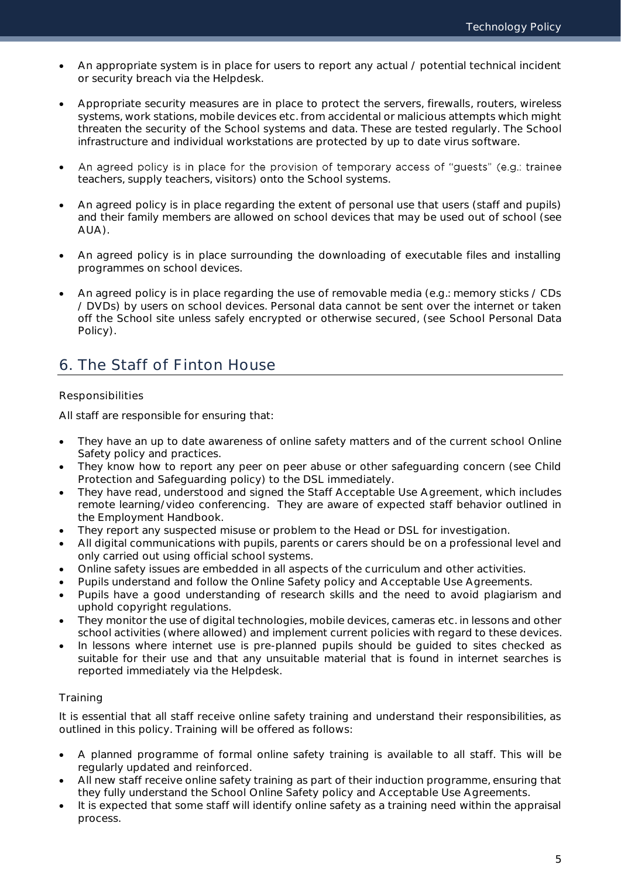- An appropriate system is in place for users to report any actual / potential technical incident or security breach via the Helpdesk.

- Appropriate security measures are in place to protect the servers, firewalls, routers, wireless systems, work stations, mobile devices etc. from accidental or malicious attempts which might threaten the security of the School systems and data. These are tested regularly. The School infrastructure and individual workstations are protected by up to date virus software.

- An agreed policy is in place for the provision of temporary access of "guests" (e.g.: trainee teachers, supply teachers, visitors) onto the School systems.

- An agreed policy is in place regarding the extent of personal use that users (staff and pupils) and their family members are allowed on school devices that may be used out of school (see AUA).

- An agreed policy is in place surrounding the downloading of executable files and installing programmes on school devices.

- An agreed policy is in place regarding the use of removable media (e.g.: memory sticks / CDs / DVDs) by users on school devices. Personal data cannot be sent over the internet or taken off the School site unless safely encrypted or otherwise secured, (see School Personal Data Policy).

## 6. The Staff of Finton House

### Responsibilities

All staff are responsible for ensuring that:

- They have an up to date awareness of online safety matters and of the current school Online Safety policy and practices.
- They know how to report any peer on peer abuse or other safeguarding concern (see Child Protection and Safeguarding policy) to the DSL immediately.
- They have read, understood and signed the Staff Acceptable Use Agreement, which includes remote learning/video conferencing. They are aware of expected staff behavior outlined in the Employment Handbook.
- They report any suspected misuse or problem to the Head or DSL for investigation.
- All digital communications with pupils, parents or carers should be on a professional level and only carried out using official school systems.
- Online safety issues are embedded in all aspects of the curriculum and other activities.
- Pupils understand and follow the Online Safety policy and Acceptable Use Agreements.
- Pupils have a good understanding of research skills and the need to avoid plagiarism and uphold copyright regulations.
- They monitor the use of digital technologies, mobile devices, cameras etc. in lessons and other school activities (where allowed) and implement current policies with regard to these devices.
- In lessons where internet use is pre-planned pupils should be guided to sites checked as suitable for their use and that any unsuitable material that is found in internet searches is reported immediately via the Helpdesk.

### Training

It is essential that all staff receive online safety training and understand their responsibilities, as outlined in this policy. Training will be offered as follows:

- A planned programme of formal online safety training is available to all staff. This will be regularly updated and reinforced.
- All new staff receive online safety training as part of their induction programme, ensuring that they fully understand the School Online Safety policy and Acceptable Use Agreements.
- It is expected that some staff will identify online safety as a training need within the appraisal process.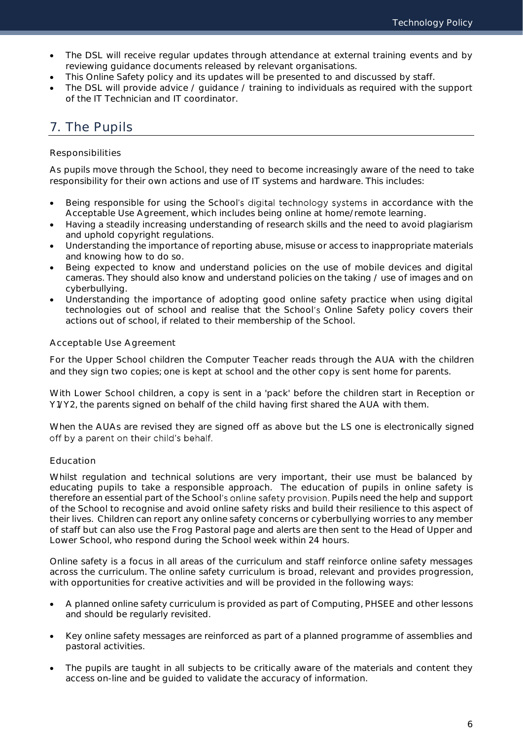- The DSL will receive regular updates through attendance at external training events and by reviewing guidance documents released by relevant organisations.
- This Online Safety policy and its updates will be presented to and discussed by staff.
- The DSL will provide advice / guidance / training to individuals as required with the support of the IT Technician and IT coordinator.

## 7. The Pupils

### Responsibilities

As pupils move through the School, they need to become increasingly aware of the need to take responsibility for their own actions and use of IT systems and hardware. This includes:

- Being responsible for using the School's digital technology systems in accordance with the Acceptable Use Agreement, which includes being online at home/remote learning.
- Having a steadily increasing understanding of research skills and the need to avoid plagiarism and uphold copyright regulations.
- Understanding the importance of reporting abuse, misuse or access to inappropriate materials and knowing how to do so.
- Being expected to know and understand policies on the use of mobile devices and digital cameras. They should also know and understand policies on the taking / use of images and on cyberbullying.
- Understanding the importance of adopting good online safety practice when using digital technologies out of school and realise that the School's Online Safety policy covers their actions out of school, if related to their membership of the School.

### Acceptable Use Agreement

For the Upper School children the Computer Teacher reads through the AUA with the children and they sign two copies; one is kept at school and the other copy is sent home for parents.

With Lower School children, a copy is sent in a 'pack' before the children start in Reception or Y1/Y2, the parents signed on behalf of the child having first shared the AUA with them.

When the AUAs are revised they are signed off as above but the LS one is electronically signed off by a parent on their child's behalf.

### Education

Whilst regulation and technical solutions are very important, their use must be balanced by educating pupils to take a responsible approach. The education of pupils in online safety is therefore an essential part of the School's online safety provision. Pupils need the help and support of the School to recognise and avoid online safety risks and build their resilience to this aspect of their lives. Children can report any online safety concerns or cyberbullying worries to any member of staff but can also use the Frog Pastoral page and alerts are then sent to the Head of Upper and Lower School, who respond during the School week within 24 hours.

Online safety is a focus in all areas of the curriculum and staff reinforce online safety messages across the curriculum. The online safety curriculum is broad, relevant and provides progression, with opportunities for creative activities and will be provided in the following ways:

- A planned online safety curriculum is provided as part of Computing, PHSEE and other lessons and should be regularly revisited.

- Key online safety messages are reinforced as part of a planned programme of assemblies and pastoral activities.

- The pupils are taught in all subjects to be critically aware of the materials and content they access on-line and be guided to validate the accuracy of information.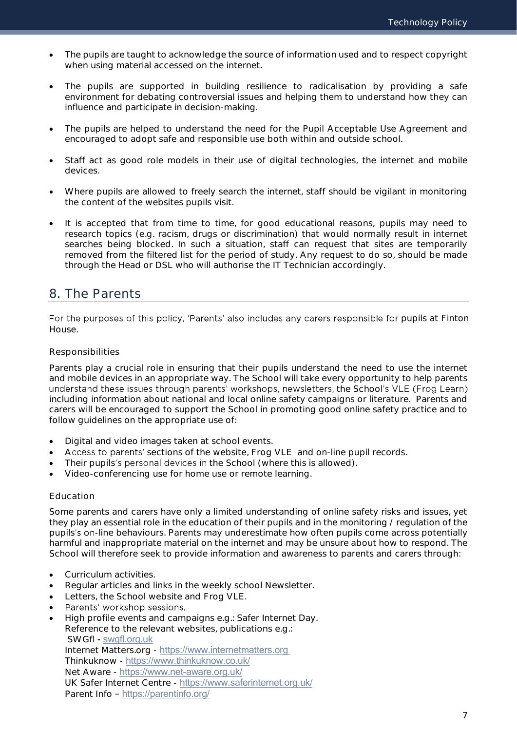- The pupils are taught to acknowledge the source of information used and to respect copyright when using material accessed on the internet.

- The pupils are supported in building resilience to radicalisation by providing a safe environment for debating controversial issues and helping them to understand how they can influence and participate in decision-making.

- The pupils are helped to understand the need for the Pupil Acceptable Use Agreement and encouraged to adopt safe and responsible use both within and outside school.

- Staff act as good role models in their use of digital technologies, the internet and mobile devices.

- Where pupils are allowed to freely search the internet, staff should be vigilant in monitoring the content of the websites pupils visit.

- It is accepted that from time to time, for good educational reasons, pupils may need to research topics (e.g. racism, drugs or discrimination) that would normally result in internet searches being blocked. In such a situation, staff can request that sites are temporarily removed from the filtered list for the period of study. Any request to do so, should be made through the Head or DSL who will authorise the IT Technician accordingly.

## 8. The Parents

For the purposes of this policy, 'Parents' also includes any carers responsible for pupils at Finton House.

### Responsibilities

Parents play a crucial role in ensuring that their pupils understand the need to use the internet and mobile devices in an appropriate way. The School will take every opportunity to help parents understand these issues through parents' workshops, newsletters, the School's VLE (Frog Learn) including information about national and local online safety campaigns or literature. Parents and carers will be encouraged to support the School in promoting good online safety practice and to follow guidelines on the appropriate use of:

- Digital and video images taken at school events.
- Access to parents' sections of the website, Frog VLE and on-line pupil records.
- Their pupils's personal devices in the School (where this is allowed).
- Video-conferencing use for home use or remote learning.

### Education

Some parents and carers have only a limited understanding of online safety risks and issues, yet they play an essential role in the education of their pupils and in the monitoring / regulation of the pupils's on-line behaviours. Parents may underestimate how often pupils come across potentially harmful and inappropriate material on the internet and may be unsure about how to respond. The School will therefore seek to provide information and awareness to parents and carers through:

- Curriculum activities.
- Regular articles and links in the weekly school Newsletter.
- Letters, the School website and Frog VLE.
- Parents' workshop sessions.
- High profile events and campaigns e.g.: Safer Internet Day.
  Reference to the relevant websites, publications e.g.:
  SWGfl - swgfl.org.uk
  Internet Matters.org - https://www.internetmatters.org
  Thinkuknow - https://www.thinkuknow.co.uk/
  Net Aware - https://www.net-aware.org.uk/
  UK Safer Internet Centre - https://www.saferinternet.org.uk/
  Parent Info – https://parentinfo.org/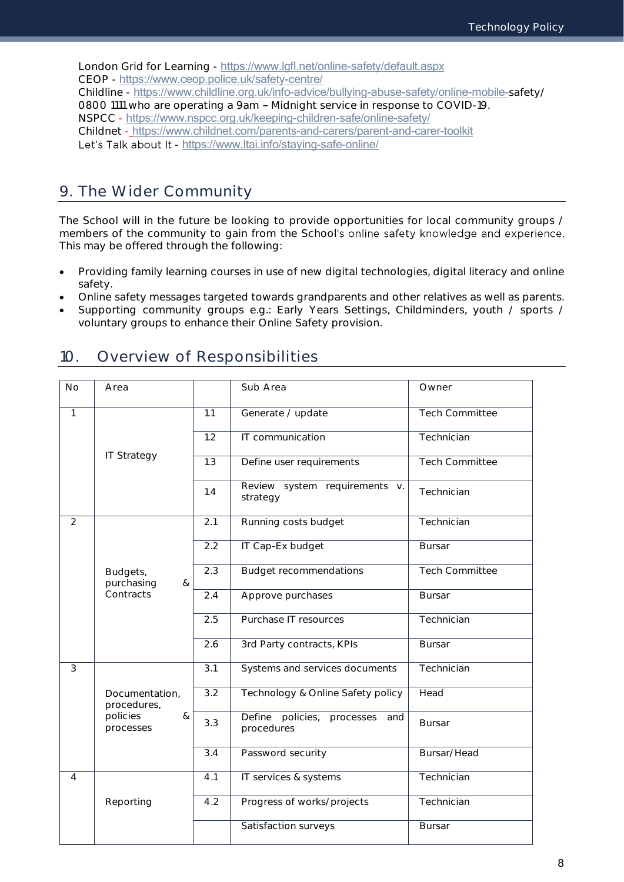London Grid for Learning - https://www.lgfl.net/online-safety/default.aspx
CEOP - https://www.ceop.police.uk/safety-centre/
Childline - https://www.childline.org.uk/info-advice/bullying-abuse-safety/online-mobile-safety/
0800 1111 who are operating a 9am – Midnight service in response to COVID-19.
NSPCC - https://www.nspcc.org.uk/keeping-children-safe/online-safety/
Childnet - https://www.childnet.com/parents-and-carers/parent-and-carer-toolkit
Let's Talk about It - https://www.ltai.info/staying-safe-online/

## 9. The Wider Community

The School will in the future be looking to provide opportunities for local community groups / members of the community to gain from the School's online safety knowledge and experience. This may be offered through the following:

- Providing family learning courses in use of new digital technologies, digital literacy and online safety.
- Online safety messages targeted towards grandparents and other relatives as well as parents.
- Supporting community groups e.g.: Early Years Settings, Childminders, youth / sports / voluntary groups to enhance their Online Safety provision.

## 10. Overview of Responsibilities

| No | Area | | Sub Area | Owner |
|---|---|---|---|---|
| 1 | IT Strategy | 1.1 | Generate / update | Tech Committee |
| | | 1.2 | IT communication | Technician |
| | | 1.3 | Define user requirements | Tech Committee |
| | | 1.4 | Review system requirements v. strategy | Technician |
| 2 | Budgets, purchasing & Contracts | 2.1 | Running costs budget | Technician |
| | | 2.2 | IT Cap-Ex budget | Bursar |
| | | 2.3 | Budget recommendations | Tech Committee |
| | | 2.4 | Approve purchases | Bursar |
| | | 2.5 | Purchase IT resources | Technician |
| | | 2.6 | 3rd Party contracts, KPIs | Bursar |
| 3 | Documentation, procedures, policies & processes | 3.1 | Systems and services documents | Technician |
| | | 3.2 | Technology & Online Safety policy | Head |
| | | 3.3 | Define policies, processes and procedures | Bursar |
| | | 3.4 | Password security | Bursar/Head |
| 4 | Reporting | 4.1 | IT services & systems | Technician |
| | | 4.2 | Progress of works/projects | Technician |
| | | | Satisfaction surveys | Bursar |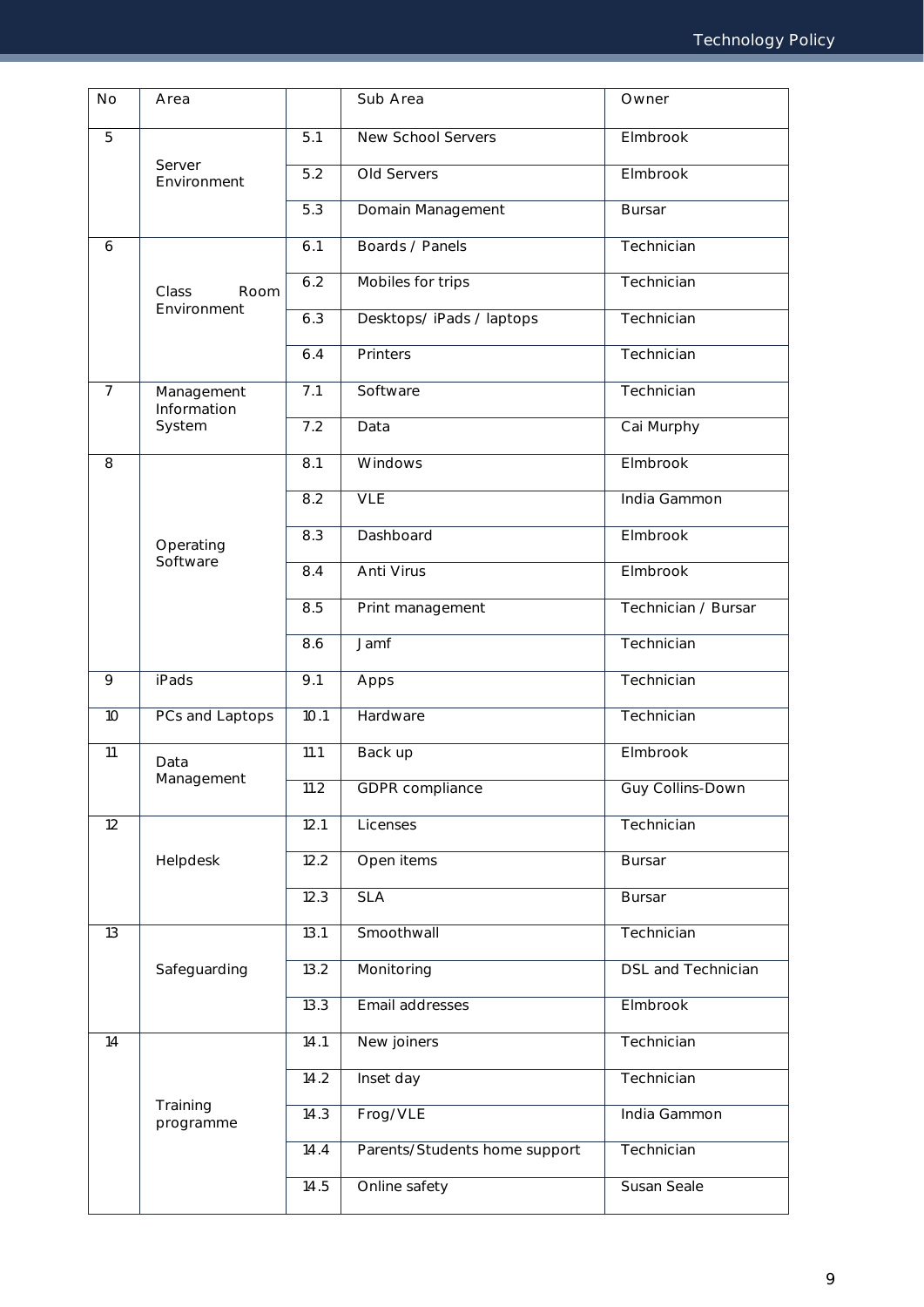| No | Area | | Sub Area | Owner |
|---|---|---|---|---|
| 5 | Server Environment | 5.1 | New School Servers | Elmbrook |
| | | 5.2 | Old Servers | Elmbrook |
| | | 5.3 | Domain Management | Bursar |
| 6 | Class Room Environment | 6.1 | Boards / Panels | Technician |
| | | 6.2 | Mobiles for trips | Technician |
| | | 6.3 | Desktops/ iPads / laptops | Technician |
| | | 6.4 | Printers | Technician |
| 7 | Management Information System | 7.1 | Software | Technician |
| | | 7.2 | Data | Cai Murphy |
| 8 | Operating Software | 8.1 | Windows | Elmbrook |
| | | 8.2 | VLE | India Gammon |
| | | 8.3 | Dashboard | Elmbrook |
| | | 8.4 | Anti Virus | Elmbrook |
| | | 8.5 | Print management | Technician / Bursar |
| | | 8.6 | Jamf | Technician |
| 9 | iPads | 9.1 | Apps | Technician |
| 10 | PCs and Laptops | 10.1 | Hardware | Technician |
| 11 | Data Management | 11.1 | Back up | Elmbrook |
| | | 11.2 | GDPR compliance | Guy Collins-Down |
| 12 | Helpdesk | 12.1 | Licenses | Technician |
| | | 12.2 | Open items | Bursar |
| | | 12.3 | SLA | Bursar |
| 13 | Safeguarding | 13.1 | Smoothwall | Technician |
| | | 13.2 | Monitoring | DSL and Technician |
| | | 13.3 | Email addresses | Elmbrook |
| 14 | Training programme | 14.1 | New joiners | Technician |
| | | 14.2 | Inset day | Technician |
| | | 14.3 | Frog/VLE | India Gammon |
| | | 14.4 | Parents/Students home support | Technician |
| | | 14.5 | Online safety | Susan Seale |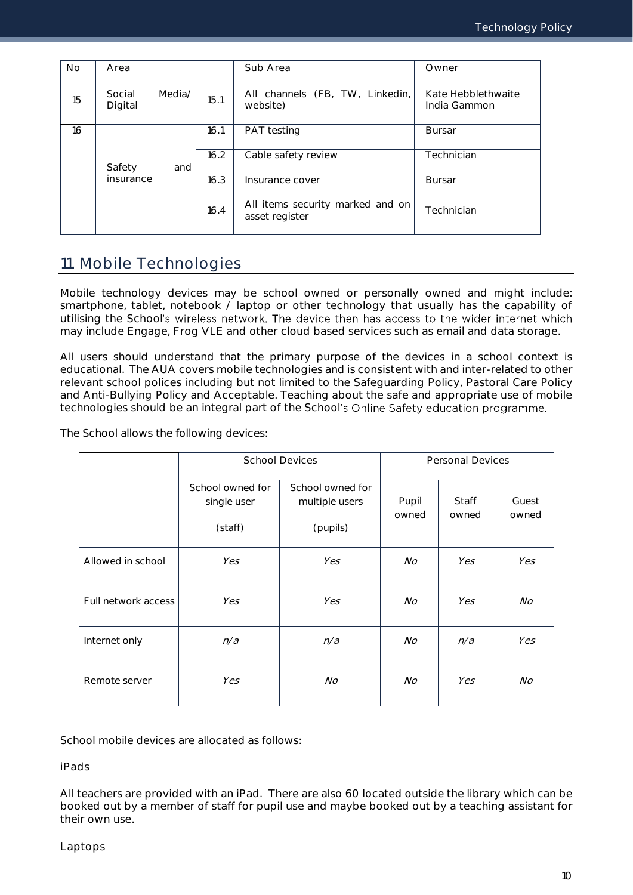| No | Area | | Sub Area | Owner |
|---|---|---|---|---|
| 15 | Social Media/ Digital | 15.1 | All channels (FB, TW, Linkedin, website) | Kate Hebblethwaite India Gammon |
| 16 | Safety and insurance | 16.1 | PAT testing | Bursar |
| | | 16.2 | Cable safety review | Technician |
| | | 16.3 | Insurance cover | Bursar |
| | | 16.4 | All items security marked and on asset register | Technician |

## 11. Mobile Technologies

Mobile technology devices may be school owned or personally owned and might include: smartphone, tablet, notebook / laptop or other technology that usually has the capability of utilising the School's wireless network. The device then has access to the wider internet which may include Engage, Frog VLE and other cloud based services such as email and data storage.

All users should understand that the primary purpose of the devices in a school context is educational. The AUA covers mobile technologies and is consistent with and inter-related to other relevant school polices including but not limited to the Safeguarding Policy, Pastoral Care Policy and Anti-Bullying Policy and Acceptable. Teaching about the safe and appropriate use of mobile technologies should be an integral part of the School's Online Safety education programme.

The School allows the following devices:

| | School Devices | | Personal Devices | | |
|---|---|---|---|---|---|
| | School owned for single user (staff) | School owned for multiple users (pupils) | Pupil owned | Staff owned | Guest owned |
| Allowed in school | *Yes* | *Yes* | *No* | *Yes* | *Yes* |
| Full network access | *Yes* | *Yes* | *No* | *Yes* | *No* |
| Internet only | *n/a* | *n/a* | *No* | *n/a* | *Yes* |
| Remote server | *Yes* | *No* | *No* | *Yes* | *No* |

School mobile devices are allocated as follows:

iPads

All teachers are provided with an iPad. There are also 60 located outside the library which can be booked out by a member of staff for pupil use and maybe booked out by a teaching assistant for their own use.

Laptops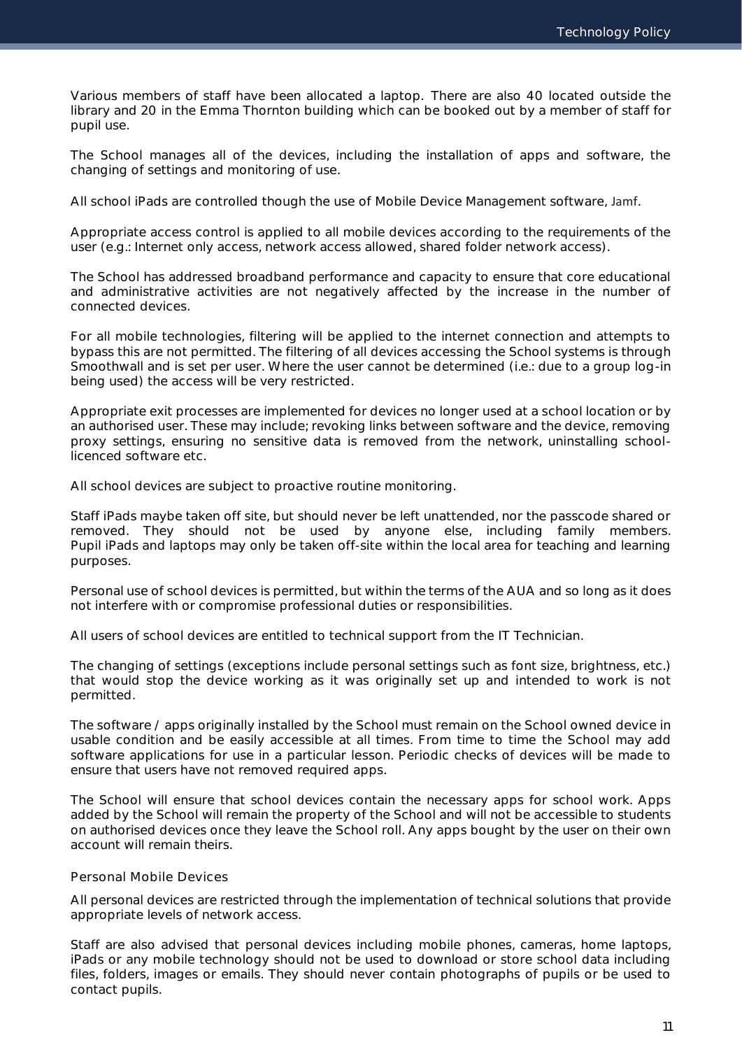Various members of staff have been allocated a laptop. There are also 40 located outside the library and 20 in the Emma Thornton building which can be booked out by a member of staff for pupil use.

The School manages all of the devices, including the installation of apps and software, the changing of settings and monitoring of use.

All school iPads are controlled though the use of Mobile Device Management software, Jamf.

Appropriate access control is applied to all mobile devices according to the requirements of the user (e.g.: Internet only access, network access allowed, shared folder network access).

The School has addressed broadband performance and capacity to ensure that core educational and administrative activities are not negatively affected by the increase in the number of connected devices.

For all mobile technologies, filtering will be applied to the internet connection and attempts to bypass this are not permitted. The filtering of all devices accessing the School systems is through Smoothwall and is set per user. Where the user cannot be determined (i.e.: due to a group log-in being used) the access will be very restricted.

Appropriate exit processes are implemented for devices no longer used at a school location or by an authorised user. These may include; revoking links between software and the device, removing proxy settings, ensuring no sensitive data is removed from the network, uninstalling school-licenced software etc.

All school devices are subject to proactive routine monitoring.

Staff iPads maybe taken off site, but should never be left unattended, nor the passcode shared or removed. They should not be used by anyone else, including family members. Pupil iPads and laptops may only be taken off-site within the local area for teaching and learning purposes.

Personal use of school devices is permitted, but within the terms of the AUA and so long as it does not interfere with or compromise professional duties or responsibilities.

All users of school devices are entitled to technical support from the IT Technician.

The changing of settings (exceptions include personal settings such as font size, brightness, etc.) that would stop the device working as it was originally set up and intended to work is not permitted.

The software / apps originally installed by the School must remain on the School owned device in usable condition and be easily accessible at all times. From time to time the School may add software applications for use in a particular lesson. Periodic checks of devices will be made to ensure that users have not removed required apps.

The School will ensure that school devices contain the necessary apps for school work. Apps added by the School will remain the property of the School and will not be accessible to students on authorised devices once they leave the School roll. Any apps bought by the user on their own account will remain theirs.

### Personal Mobile Devices

All personal devices are restricted through the implementation of technical solutions that provide appropriate levels of network access.

Staff are also advised that personal devices including mobile phones, cameras, home laptops, iPads or any mobile technology should not be used to download or store school data including files, folders, images or emails. They should never contain photographs of pupils or be used to contact pupils.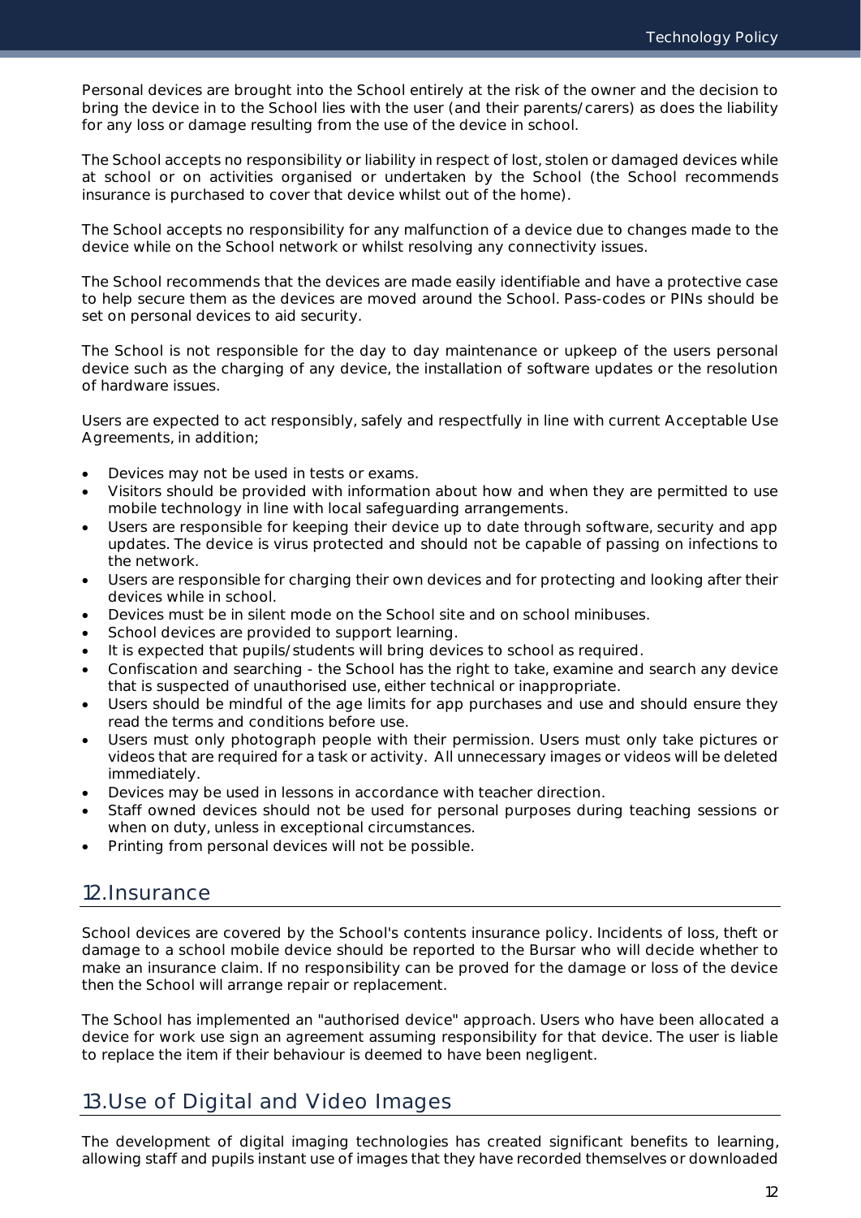Personal devices are brought into the School entirely at the risk of the owner and the decision to bring the device in to the School lies with the user (and their parents/carers) as does the liability for any loss or damage resulting from the use of the device in school.

The School accepts no responsibility or liability in respect of lost, stolen or damaged devices while at school or on activities organised or undertaken by the School (the School recommends insurance is purchased to cover that device whilst out of the home).

The School accepts no responsibility for any malfunction of a device due to changes made to the device while on the School network or whilst resolving any connectivity issues.

The School recommends that the devices are made easily identifiable and have a protective case to help secure them as the devices are moved around the School. Pass-codes or PINs should be set on personal devices to aid security.

The School is not responsible for the day to day maintenance or upkeep of the users personal device such as the charging of any device, the installation of software updates or the resolution of hardware issues.

Users are expected to act responsibly, safely and respectfully in line with current Acceptable Use Agreements, in addition;

- Devices may not be used in tests or exams.
- Visitors should be provided with information about how and when they are permitted to use mobile technology in line with local safeguarding arrangements.
- Users are responsible for keeping their device up to date through software, security and app updates. The device is virus protected and should not be capable of passing on infections to the network.
- Users are responsible for charging their own devices and for protecting and looking after their devices while in school.
- Devices must be in silent mode on the School site and on school minibuses.
- School devices are provided to support learning.
- It is expected that pupils/students will bring devices to school as required.
- Confiscation and searching - the School has the right to take, examine and search any device that is suspected of unauthorised use, either technical or inappropriate.
- Users should be mindful of the age limits for app purchases and use and should ensure they read the terms and conditions before use.
- Users must only photograph people with their permission. Users must only take pictures or videos that are required for a task or activity. All unnecessary images or videos will be deleted immediately.
- Devices may be used in lessons in accordance with teacher direction.
- Staff owned devices should not be used for personal purposes during teaching sessions or when on duty, unless in exceptional circumstances.
- Printing from personal devices will not be possible.

## 12. Insurance

School devices are covered by the School's contents insurance policy. Incidents of loss, theft or damage to a school mobile device should be reported to the Bursar who will decide whether to make an insurance claim. If no responsibility can be proved for the damage or loss of the device then the School will arrange repair or replacement.

The School has implemented an "authorised device" approach. Users who have been allocated a device for work use sign an agreement assuming responsibility for that device. The user is liable to replace the item if their behaviour is deemed to have been negligent.

## 13. Use of Digital and Video Images

The development of digital imaging technologies has created significant benefits to learning, allowing staff and pupils instant use of images that they have recorded themselves or downloaded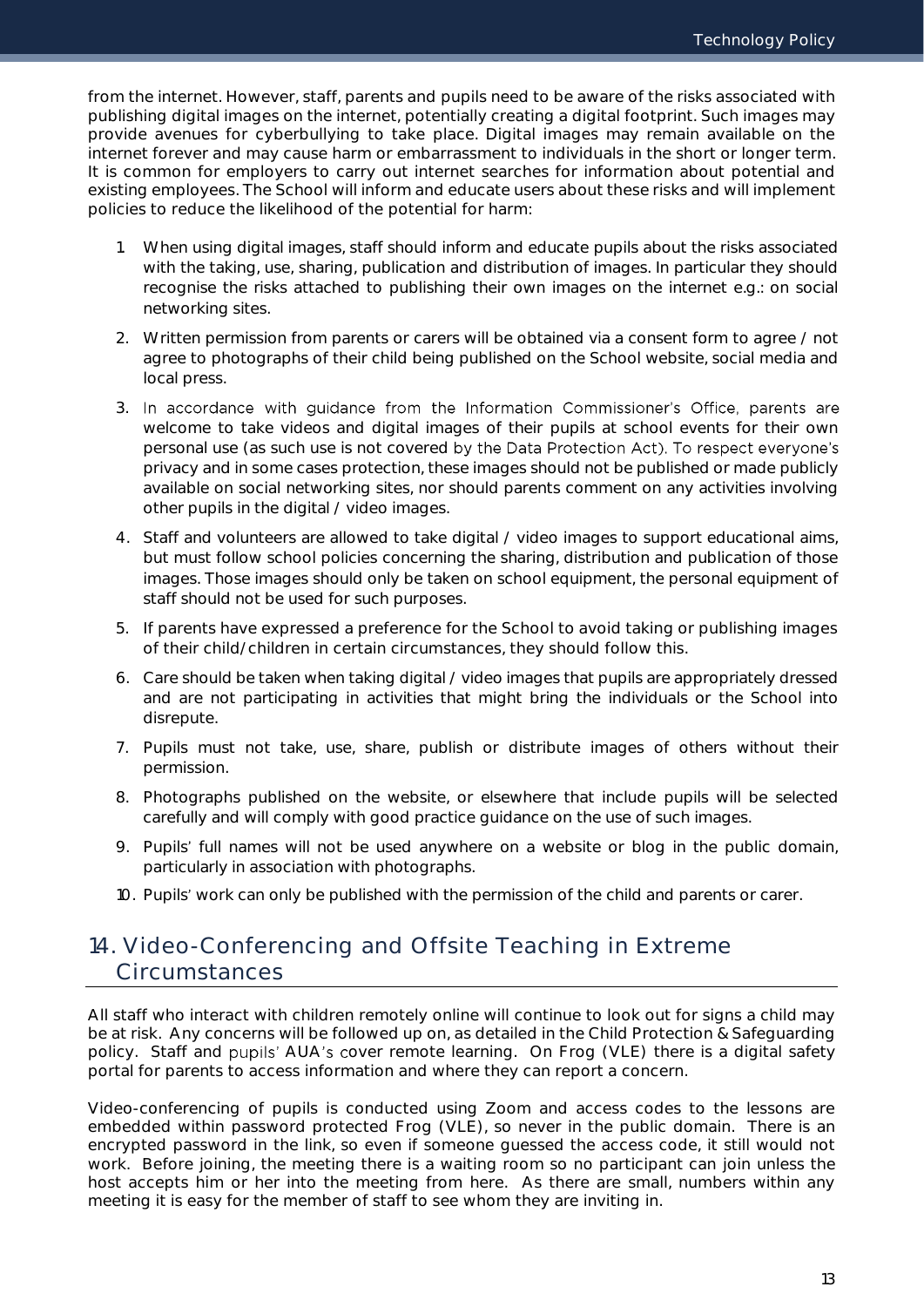from the internet. However, staff, parents and pupils need to be aware of the risks associated with publishing digital images on the internet, potentially creating a digital footprint. Such images may provide avenues for cyberbullying to take place. Digital images may remain available on the internet forever and may cause harm or embarrassment to individuals in the short or longer term. It is common for employers to carry out internet searches for information about potential and existing employees. The School will inform and educate users about these risks and will implement policies to reduce the likelihood of the potential for harm:

1. When using digital images, staff should inform and educate pupils about the risks associated with the taking, use, sharing, publication and distribution of images. In particular they should recognise the risks attached to publishing their own images on the internet e.g.: on social networking sites.
2. Written permission from parents or carers will be obtained via a consent form to agree / not agree to photographs of their child being published on the School website, social media and local press.
3. In accordance with guidance from the Information Commissioner's Office, parents are welcome to take videos and digital images of their pupils at school events for their own personal use (as such use is not covered by the Data Protection Act). To respect everyone's privacy and in some cases protection, these images should not be published or made publicly available on social networking sites, nor should parents comment on any activities involving other pupils in the digital / video images.
4. Staff and volunteers are allowed to take digital / video images to support educational aims, but must follow school policies concerning the sharing, distribution and publication of those images. Those images should only be taken on school equipment, the personal equipment of staff should not be used for such purposes.
5. If parents have expressed a preference for the School to avoid taking or publishing images of their child/children in certain circumstances, they should follow this.
6. Care should be taken when taking digital / video images that pupils are appropriately dressed and are not participating in activities that might bring the individuals or the School into disrepute.
7. Pupils must not take, use, share, publish or distribute images of others without their permission.
8. Photographs published on the website, or elsewhere that include pupils will be selected carefully and will comply with good practice guidance on the use of such images.
9. Pupils' full names will not be used anywhere on a website or blog in the public domain, particularly in association with photographs.
10. Pupils' work can only be published with the permission of the child and parents or carer.

## 14. Video-Conferencing and Offsite Teaching in Extreme Circumstances

All staff who interact with children remotely online will continue to look out for signs a child may be at risk. Any concerns will be followed up on, as detailed in the Child Protection & Safeguarding policy. Staff and pupils' AUA's cover remote learning. On Frog (VLE) there is a digital safety portal for parents to access information and where they can report a concern.

Video-conferencing of pupils is conducted using Zoom and access codes to the lessons are embedded within password protected Frog (VLE), so never in the public domain. There is an encrypted password in the link, so even if someone guessed the access code, it still would not work. Before joining, the meeting there is a waiting room so no participant can join unless the host accepts him or her into the meeting from here. As there are small, numbers within any meeting it is easy for the member of staff to see whom they are inviting in.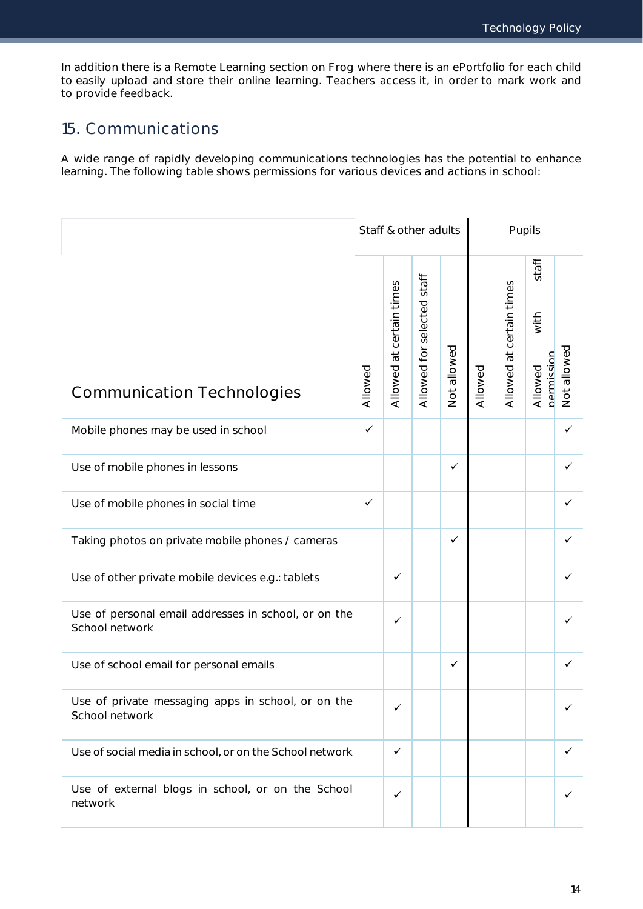In addition there is a Remote Learning section on Frog where there is an ePortfolio for each child to easily upload and store their online learning. Teachers access it, in order to mark work and to provide feedback.

## 15. Communications

A wide range of rapidly developing communications technologies has the potential to enhance learning. The following table shows permissions for various devices and actions in school:

| Communication Technologies | Staff & other adults | | | | Pupils | | | |
|---|---|---|---|---|---|---|---|---|
| | Allowed | Allowed at certain times | Allowed for selected staff | Not allowed | Allowed | Allowed at certain times | Allowed with staff permission | Not allowed |
| Mobile phones may be used in school | ✓ | | | | | | | ✓ |
| Use of mobile phones in lessons | | | | ✓ | | | | ✓ |
| Use of mobile phones in social time | ✓ | | | | | | | ✓ |
| Taking photos on private mobile phones / cameras | | | | ✓ | | | | ✓ |
| Use of other private mobile devices e.g.: tablets | | ✓ | | | | | | ✓ |
| Use of personal email addresses in school, or on the School network | | ✓ | | | | | | ✓ |
| Use of school email for personal emails | | | | ✓ | | | | ✓ |
| Use of private messaging apps in school, or on the School network | | ✓ | | | | | | ✓ |
| Use of social media in school, or on the School network | | ✓ | | | | | | ✓ |
| Use of external blogs in school, or on the School network | | ✓ | | | | | | ✓ |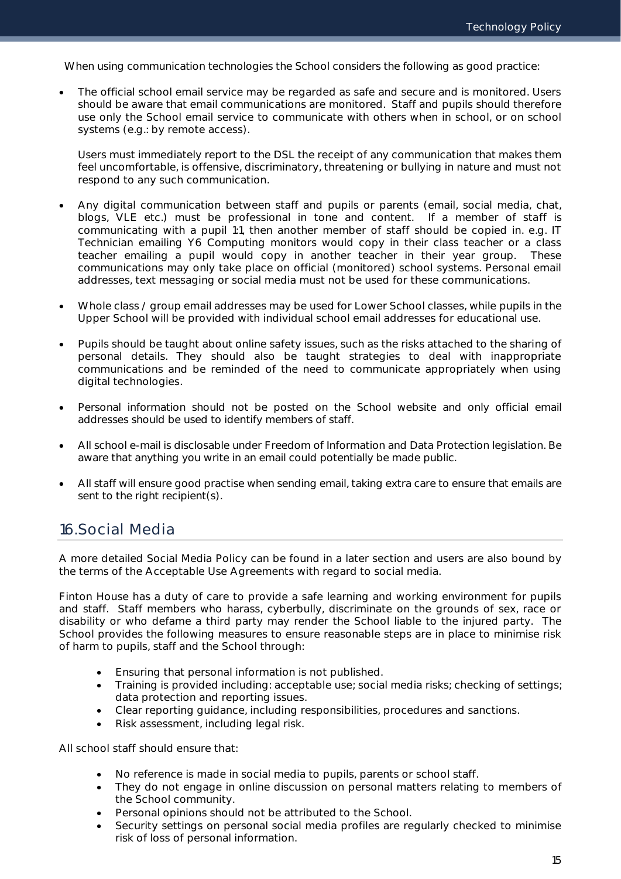When using communication technologies the School considers the following as good practice:

- The official school email service may be regarded as safe and secure and is monitored. Users should be aware that email communications are monitored. Staff and pupils should therefore use only the School email service to communicate with others when in school, or on school systems (e.g.: by remote access).

  Users must immediately report to the DSL the receipt of any communication that makes them feel uncomfortable, is offensive, discriminatory, threatening or bullying in nature and must not respond to any such communication.

- Any digital communication between staff and pupils or parents (email, social media, chat, blogs, VLE etc.) must be professional in tone and content. If a member of staff is communicating with a pupil 1:1, then another member of staff should be copied in. e.g. IT Technician emailing Y6 Computing monitors would copy in their class teacher or a class teacher emailing a pupil would copy in another teacher in their year group. These communications may only take place on official (monitored) school systems. Personal email addresses, text messaging or social media must not be used for these communications.

- Whole class / group email addresses may be used for Lower School classes, while pupils in the Upper School will be provided with individual school email addresses for educational use.

- Pupils should be taught about online safety issues, such as the risks attached to the sharing of personal details. They should also be taught strategies to deal with inappropriate communications and be reminded of the need to communicate appropriately when using digital technologies.

- Personal information should not be posted on the School website and only official email addresses should be used to identify members of staff.

- All school e-mail is disclosable under Freedom of Information and Data Protection legislation. Be aware that anything you write in an email could potentially be made public.

- All staff will ensure good practise when sending email, taking extra care to ensure that emails are sent to the right recipient(s).

## 16.Social Media

A more detailed Social Media Policy can be found in a later section and users are also bound by the terms of the Acceptable Use Agreements with regard to social media.

Finton House has a duty of care to provide a safe learning and working environment for pupils and staff. Staff members who harass, cyberbully, discriminate on the grounds of sex, race or disability or who defame a third party may render the School liable to the injured party. The School provides the following measures to ensure reasonable steps are in place to minimise risk of harm to pupils, staff and the School through:

- Ensuring that personal information is not published.
- Training is provided including: acceptable use; social media risks; checking of settings; data protection and reporting issues.
- Clear reporting guidance, including responsibilities, procedures and sanctions.
- Risk assessment, including legal risk.

All school staff should ensure that:

- No reference is made in social media to pupils, parents or school staff.
- They do not engage in online discussion on personal matters relating to members of the School community.
- Personal opinions should not be attributed to the School.
- Security settings on personal social media profiles are regularly checked to minimise risk of loss of personal information.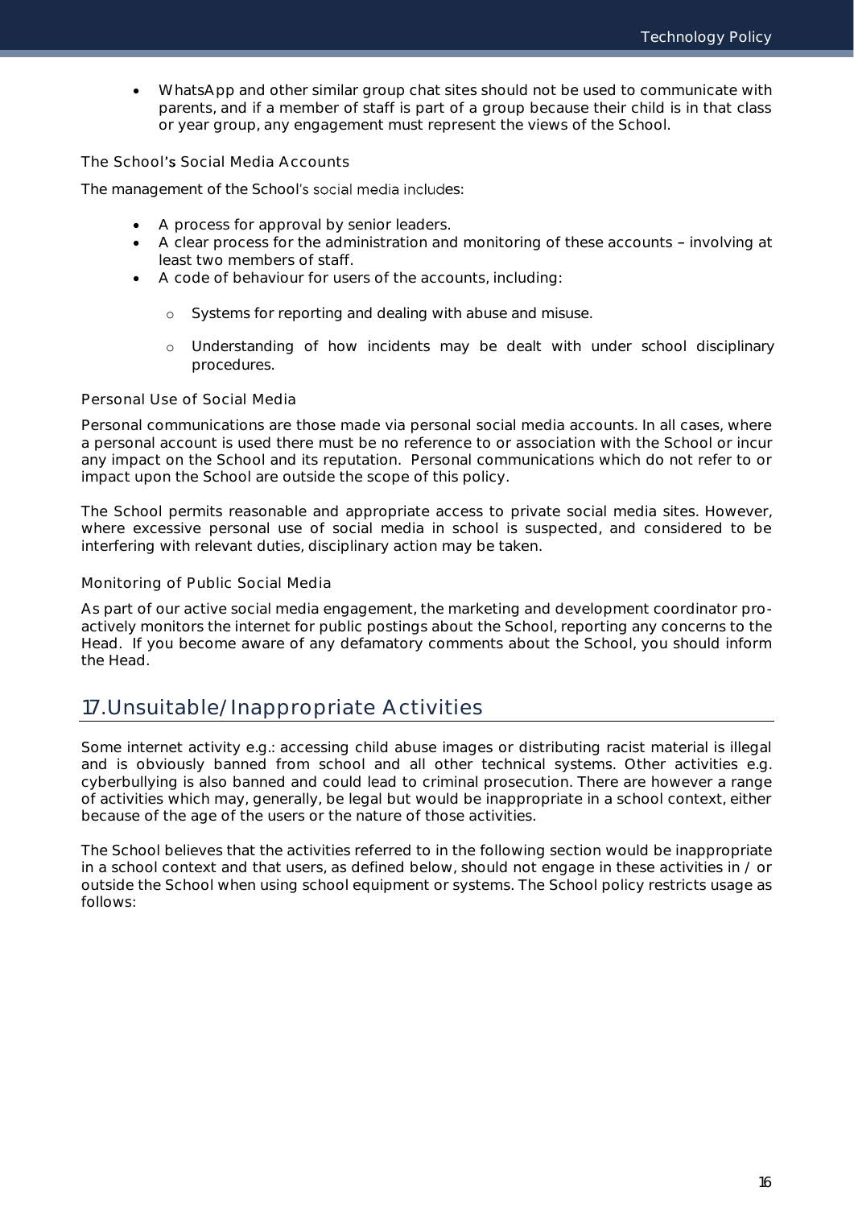- WhatsApp and other similar group chat sites should not be used to communicate with parents, and if a member of staff is part of a group because their child is in that class or year group, any engagement must represent the views of the School.

### The School's Social Media Accounts

The management of the School's social media includes:

- A process for approval by senior leaders.
- A clear process for the administration and monitoring of these accounts – involving at least two members of staff.
- A code of behaviour for users of the accounts, including:
  - Systems for reporting and dealing with abuse and misuse.
  - Understanding of how incidents may be dealt with under school disciplinary procedures.

### Personal Use of Social Media

Personal communications are those made via personal social media accounts. In all cases, where a personal account is used there must be no reference to or association with the School or incur any impact on the School and its reputation. Personal communications which do not refer to or impact upon the School are outside the scope of this policy.

The School permits reasonable and appropriate access to private social media sites. However, where excessive personal use of social media in school is suspected, and considered to be interfering with relevant duties, disciplinary action may be taken.

### Monitoring of Public Social Media

As part of our active social media engagement, the marketing and development coordinator pro-actively monitors the internet for public postings about the School, reporting any concerns to the Head. If you become aware of any defamatory comments about the School, you should inform the Head.

## 17.Unsuitable/Inappropriate Activities

Some internet activity e.g.: accessing child abuse images or distributing racist material is illegal and is obviously banned from school and all other technical systems. Other activities e.g. cyberbullying is also banned and could lead to criminal prosecution. There are however a range of activities which may, generally, be legal but would be inappropriate in a school context, either because of the age of the users or the nature of those activities.

The School believes that the activities referred to in the following section would be inappropriate in a school context and that users, as defined below, should not engage in these activities in / or outside the School when using school equipment or systems. The School policy restricts usage as follows: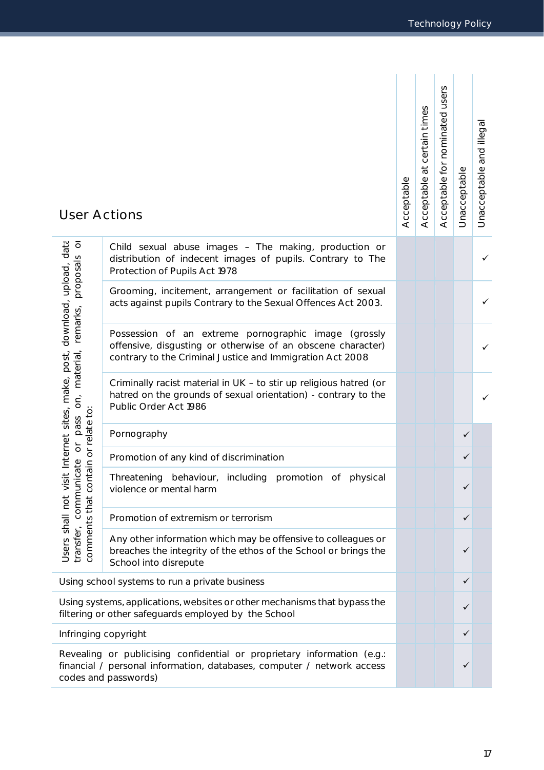| User Actions | | Acceptable | Acceptable at certain times | Acceptable for nominated users | Unacceptable | Unacceptable and illegal |
|---|---|---|---|---|---|---|
| Users shall not visit Internet sites, make, post, download, upload, data transfer, communicate or pass on, material, remarks, proposals or comments that contain or relate to: | Child sexual abuse images – The making, production or distribution of indecent images of pupils. Contrary to The Protection of Pupils Act 1978 | | | | | ✓ |
| | Grooming, incitement, arrangement or facilitation of sexual acts against pupils Contrary to the Sexual Offences Act 2003. | | | | | ✓ |
| | Possession of an extreme pornographic image (grossly offensive, disgusting or otherwise of an obscene character) contrary to the Criminal Justice and Immigration Act 2008 | | | | | ✓ |
| | Criminally racist material in UK – to stir up religious hatred (or hatred on the grounds of sexual orientation) - contrary to the Public Order Act 1986 | | | | | ✓ |
| | Pornography | | | | ✓ | |
| | Promotion of any kind of discrimination | | | | ✓ | |
| | Threatening behaviour, including promotion of physical violence or mental harm | | | | ✓ | |
| | Promotion of extremism or terrorism | | | | ✓ | |
| | Any other information which may be offensive to colleagues or breaches the integrity of the ethos of the School or brings the School into disrepute | | | | ✓ | |
| Using school systems to run a private business | | | | | ✓ | |
| Using systems, applications, websites or other mechanisms that bypass the filtering or other safeguards employed by the School | | | | | ✓ | |
| Infringing copyright | | | | | ✓ | |
| Revealing or publicising confidential or proprietary information (e.g.: financial / personal information, databases, computer / network access codes and passwords) | | | | | ✓ | |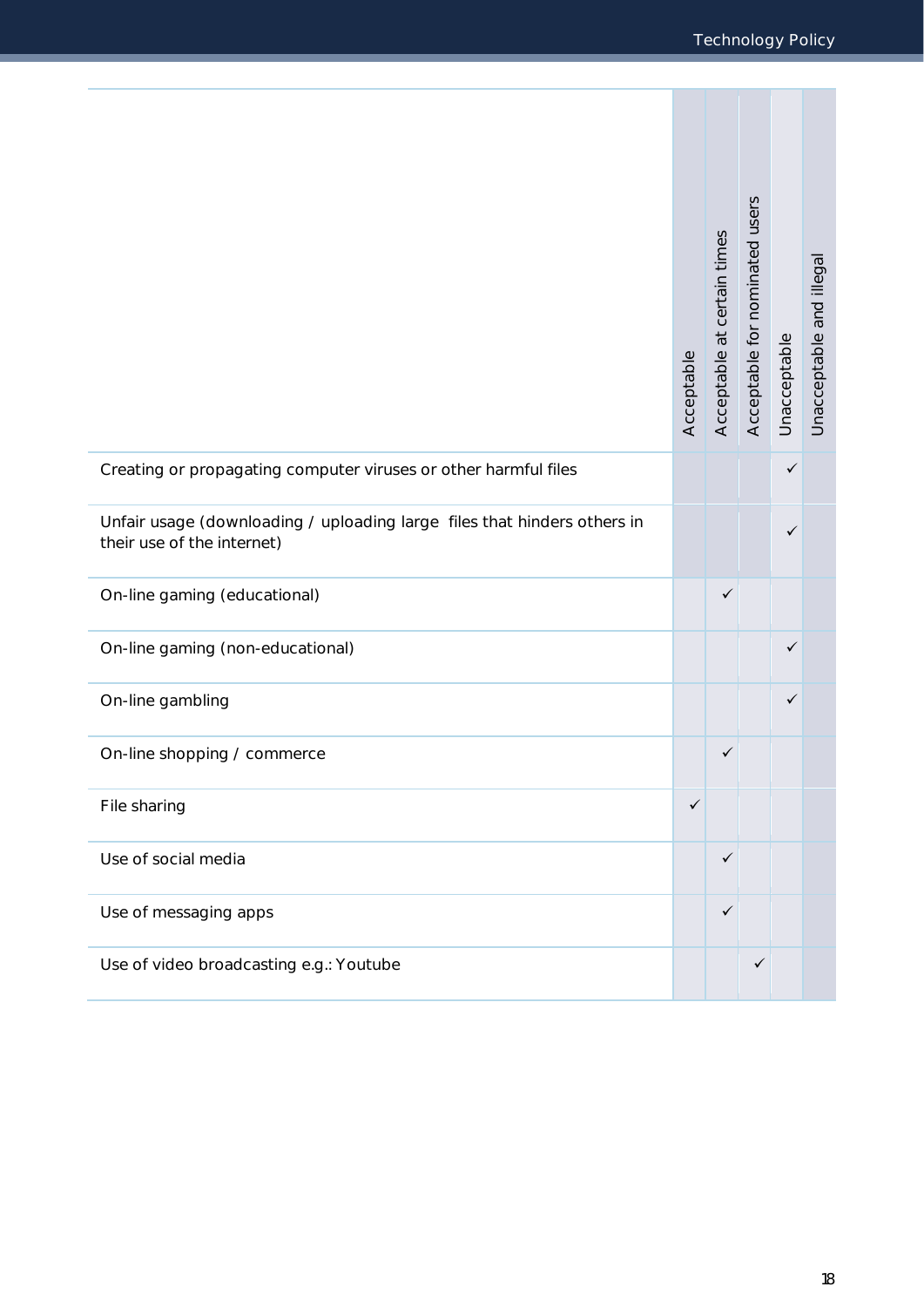| | Acceptable | Acceptable at certain times | Acceptable for nominated users | Unacceptable | Unacceptable and illegal |
|---|---|---|---|---|---|
| Creating or propagating computer viruses or other harmful files | | | | ✓ | |
| Unfair usage (downloading / uploading large files that hinders others in their use of the internet) | | | | ✓ | |
| On-line gaming (educational) | | ✓ | | | |
| On-line gaming (non-educational) | | | | ✓ | |
| On-line gambling | | | | ✓ | |
| On-line shopping / commerce | | ✓ | | | |
| File sharing | ✓ | | | | |
| Use of social media | | ✓ | | | |
| Use of messaging apps | | ✓ | | | |
| Use of video broadcasting e.g.: Youtube | | | ✓ | | |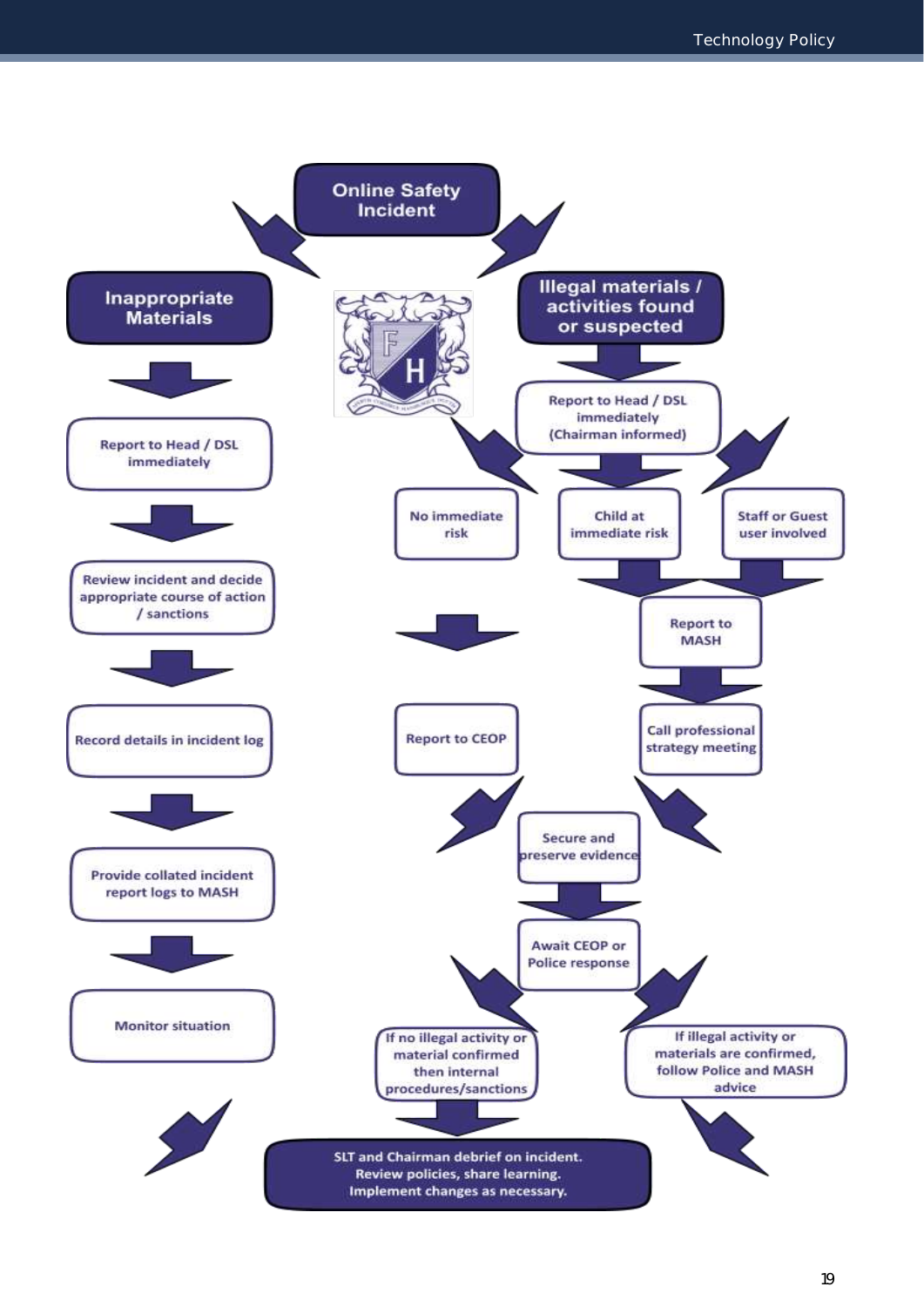# Online Safety Incident

## Inappropriate Materials

- Report to Head / DSL immediately
- Review incident and decide appropriate course of action / sanctions
- Record details in incident log
- Provide collated incident report logs to MASH
- Monitor situation

## Illegal materials / activities found or suspected

Report to Head / DSL immediately (Chairman informed)

- No immediate risk
  - Report to CEOP
- Child at immediate risk
  - Report to MASH
  - Call professional strategy meeting
- Staff or Guest user involved
  - Report to MASH
  - Call professional strategy meeting

Secure and preserve evidence

Await CEOP or Police response

- If no illegal activity or material confirmed then internal procedures/sanctions
- If illegal activity or materials are confirmed, follow Police and MASH advice

**SLT and Chairman debrief on incident. Review policies, share learning. Implement changes as necessary.**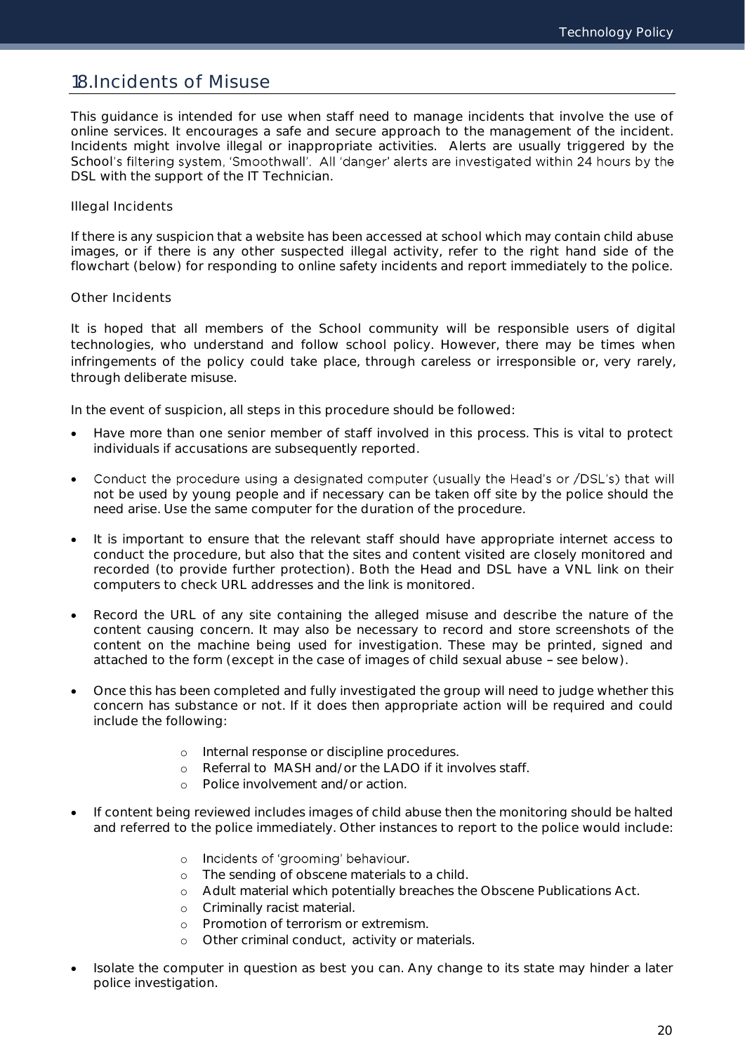## 18. Incidents of Misuse

This guidance is intended for use when staff need to manage incidents that involve the use of online services. It encourages a safe and secure approach to the management of the incident. Incidents might involve illegal or inappropriate activities. Alerts are usually triggered by the School's filtering system, 'Smoothwall'. All 'danger' alerts are investigated within 24 hours by the DSL with the support of the IT Technician.

### Illegal Incidents

If there is any suspicion that a website has been accessed at school which may contain child abuse images, or if there is any other suspected illegal activity, refer to the right hand side of the flowchart (below) for responding to online safety incidents and report immediately to the police.

### Other Incidents

It is hoped that all members of the School community will be responsible users of digital technologies, who understand and follow school policy. However, there may be times when infringements of the policy could take place, through careless or irresponsible or, very rarely, through deliberate misuse.

In the event of suspicion, all steps in this procedure should be followed:

- Have more than one senior member of staff involved in this process. This is vital to protect individuals if accusations are subsequently reported.
- Conduct the procedure using a designated computer (usually the Head's or /DSL's) that will not be used by young people and if necessary can be taken off site by the police should the need arise. Use the same computer for the duration of the procedure.
- It is important to ensure that the relevant staff should have appropriate internet access to conduct the procedure, but also that the sites and content visited are closely monitored and recorded (to provide further protection). Both the Head and DSL have a VNL link on their computers to check URL addresses and the link is monitored.
- Record the URL of any site containing the alleged misuse and describe the nature of the content causing concern. It may also be necessary to record and store screenshots of the content on the machine being used for investigation. These may be printed, signed and attached to the form (except in the case of images of child sexual abuse – see below).
- Once this has been completed and fully investigated the group will need to judge whether this concern has substance or not. If it does then appropriate action will be required and could include the following:
    - Internal response or discipline procedures.
    - Referral to MASH and/or the LADO if it involves staff.
    - Police involvement and/or action.
- If content being reviewed includes images of child abuse then the monitoring should be halted and referred to the police immediately. Other instances to report to the police would include:
    - Incidents of 'grooming' behaviour.
    - The sending of obscene materials to a child.
    - Adult material which potentially breaches the Obscene Publications Act.
    - Criminally racist material.
    - Promotion of terrorism or extremism.
    - Other criminal conduct, activity or materials.
- Isolate the computer in question as best you can. Any change to its state may hinder a later police investigation.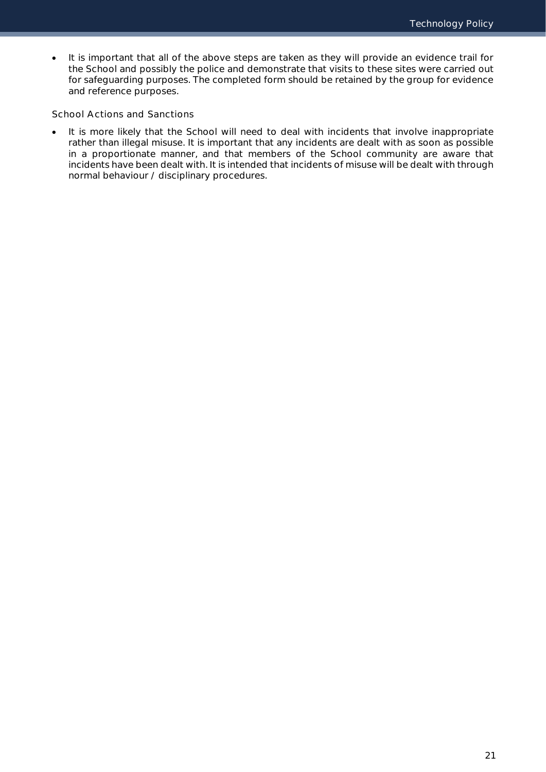- It is important that all of the above steps are taken as they will provide an evidence trail for the School and possibly the police and demonstrate that visits to these sites were carried out for safeguarding purposes. The completed form should be retained by the group for evidence and reference purposes.

### School Actions and Sanctions

- It is more likely that the School will need to deal with incidents that involve inappropriate rather than illegal misuse. It is important that any incidents are dealt with as soon as possible in a proportionate manner, and that members of the School community are aware that incidents have been dealt with. It is intended that incidents of misuse will be dealt with through normal behaviour / disciplinary procedures.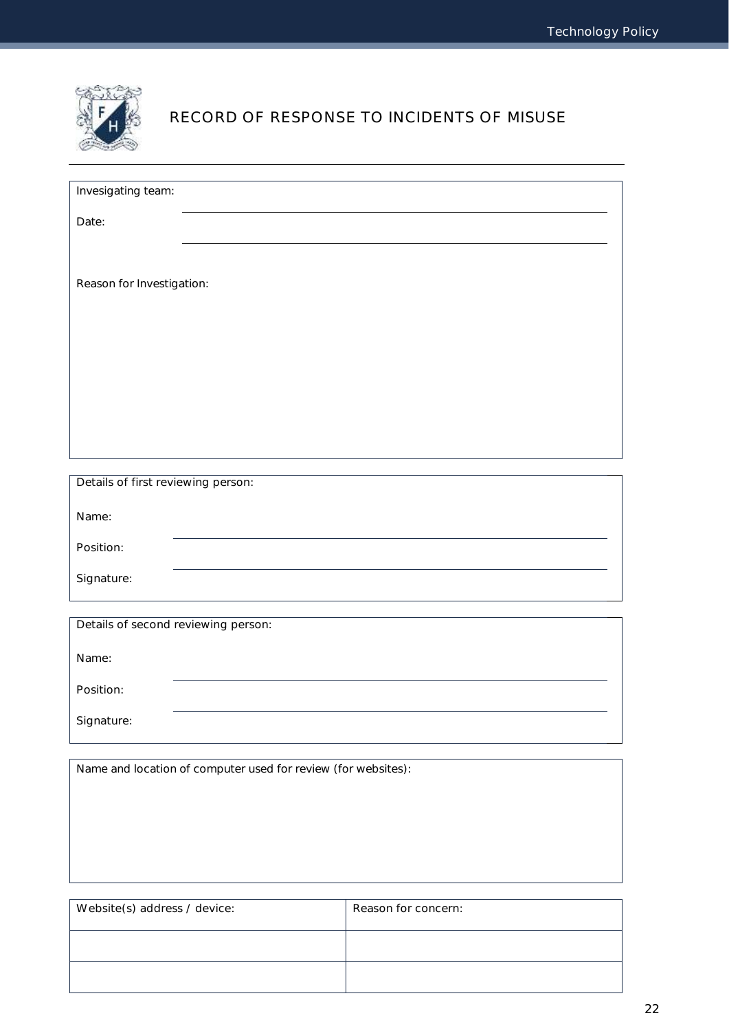# RECORD OF RESPONSE TO INCIDENTS OF MISUSE

Invesigating team: \_\_\_\_\_\_\_\_\_\_\_\_\_\_\_\_\_\_\_\_\_\_\_\_\_\_\_\_\_\_\_\_\_\_\_\_\_\_\_\_

Date: \_\_\_\_\_\_\_\_\_\_\_\_\_\_\_\_\_\_\_\_\_\_\_\_\_\_\_\_\_\_\_\_\_\_\_\_\_\_\_\_

Reason for Investigation:

---

Details of first reviewing person:

Name: \_\_\_\_\_\_\_\_\_\_\_\_\_\_\_\_\_\_\_\_\_\_\_\_\_\_\_\_\_\_\_\_\_\_\_\_\_\_\_\_

Position: \_\_\_\_\_\_\_\_\_\_\_\_\_\_\_\_\_\_\_\_\_\_\_\_\_\_\_\_\_\_\_\_\_\_\_\_\_\_\_\_

Signature:

---

Details of second reviewing person:

Name: \_\_\_\_\_\_\_\_\_\_\_\_\_\_\_\_\_\_\_\_\_\_\_\_\_\_\_\_\_\_\_\_\_\_\_\_\_\_\_\_

Position: \_\_\_\_\_\_\_\_\_\_\_\_\_\_\_\_\_\_\_\_\_\_\_\_\_\_\_\_\_\_\_\_\_\_\_\_\_\_\_\_

Signature:

---

Name and location of computer used for review (for websites):

---

| Website(s) address / device: | Reason for concern: |
|---|---|
| | |
| | |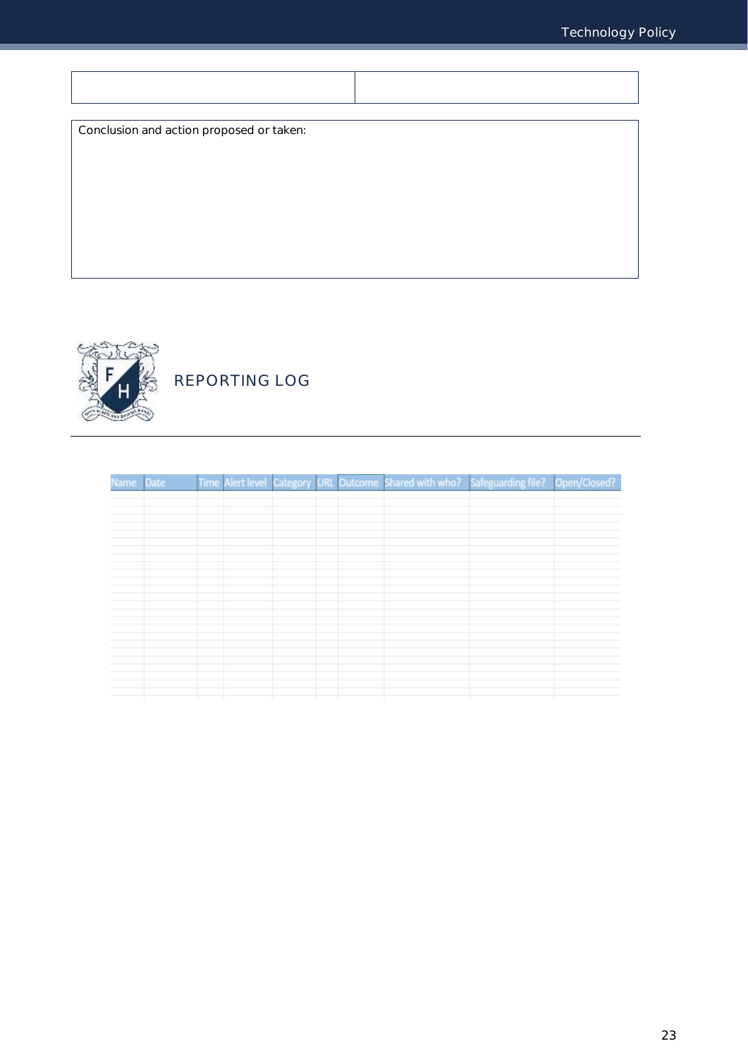| | |
|---|---|
| | |

| Conclusion and action proposed or taken: |
|---|
| |

## REPORTING LOG

| Name | Date | Time | Alert level | Category | URL | Outcome | Shared with who? | Safeguarding file? | Open/Closed? |
|---|---|---|---|---|---|---|---|---|---|
| | | | | | | | | | |
| | | | | | | | | | |
| | | | | | | | | | |
| | | | | | | | | | |
| | | | | | | | | | |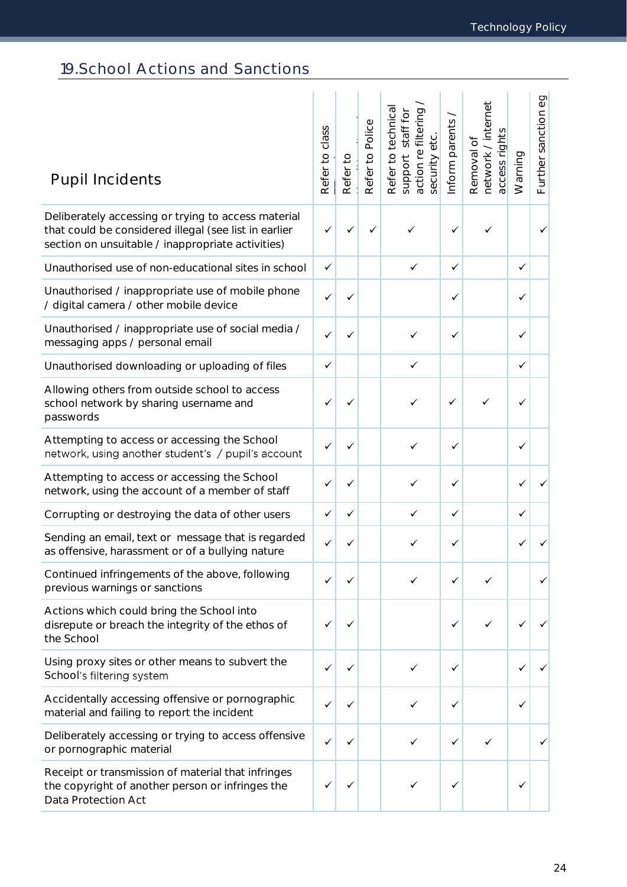## 19.School Actions and Sanctions

| Pupil Incidents | Refer to class | Refer to | Refer to Police | Refer to technical support staff for action re filtering / security etc. | Inform parents / | Removal of network / internet access rights | Warning | Further sanction eg |
|---|---|---|---|---|---|---|---|---|
| Deliberately accessing or trying to access material that could be considered illegal (see list in earlier section on unsuitable / inappropriate activities) | ✓ | ✓ | ✓ | ✓ | ✓ | ✓ | | ✓ |
| Unauthorised use of non-educational sites in school | ✓ | | | ✓ | ✓ | | ✓ | |
| Unauthorised / inappropriate use of mobile phone / digital camera / other mobile device | ✓ | ✓ | | | ✓ | | ✓ | |
| Unauthorised / inappropriate use of social media / messaging apps / personal email | ✓ | ✓ | | ✓ | ✓ | | ✓ | |
| Unauthorised downloading or uploading of files | ✓ | | | ✓ | | | ✓ | |
| Allowing others from outside school to access school network by sharing username and passwords | ✓ | ✓ | | ✓ | ✓ | ✓ | ✓ | |
| Attempting to access or accessing the School network, using another student's / pupil's account | ✓ | ✓ | | ✓ | ✓ | | ✓ | |
| Attempting to access or accessing the School network, using the account of a member of staff | ✓ | ✓ | | ✓ | ✓ | | ✓ | ✓ |
| Corrupting or destroying the data of other users | ✓ | ✓ | | ✓ | ✓ | | ✓ | |
| Sending an email, text or message that is regarded as offensive, harassment or of a bullying nature | ✓ | ✓ | | ✓ | ✓ | | ✓ | ✓ |
| Continued infringements of the above, following previous warnings or sanctions | ✓ | ✓ | | ✓ | ✓ | ✓ | | ✓ |
| Actions which could bring the School into disrepute or breach the integrity of the ethos of the School | ✓ | ✓ | | | ✓ | ✓ | ✓ | ✓ |
| Using proxy sites or other means to subvert the School's filtering system | ✓ | ✓ | | ✓ | ✓ | | ✓ | ✓ |
| Accidentally accessing offensive or pornographic material and failing to report the incident | ✓ | ✓ | | ✓ | ✓ | | ✓ | |
| Deliberately accessing or trying to access offensive or pornographic material | ✓ | ✓ | | ✓ | ✓ | ✓ | | ✓ |
| Receipt or transmission of material that infringes the copyright of another person or infringes the Data Protection Act | ✓ | ✓ | | ✓ | ✓ | | ✓ | |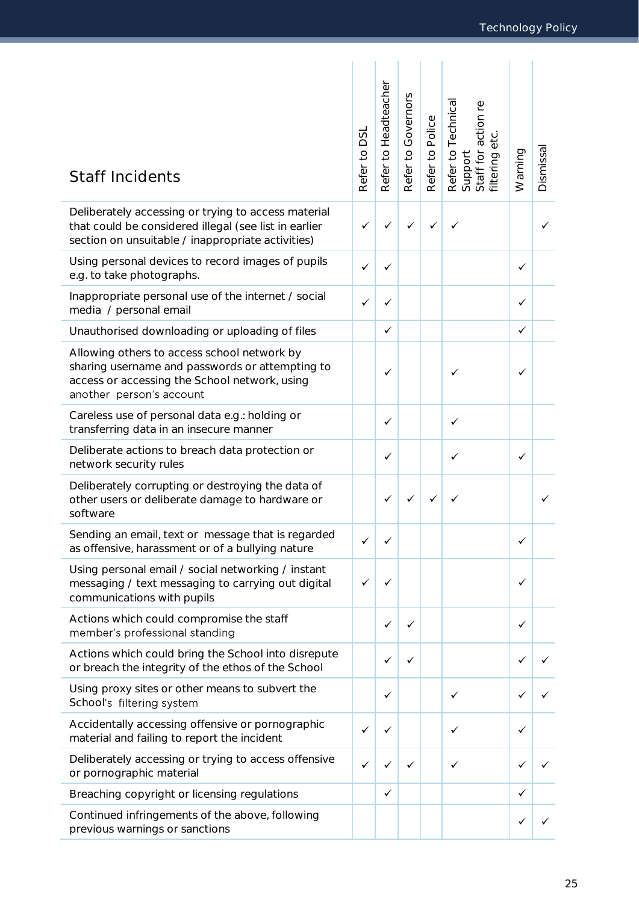| Staff Incidents | Refer to DSL | Refer to Headteacher | Refer to Governors | Refer to Police | Refer to Technical Support Staff for action re filtering etc. | Warning | Dismissal |
|---|---|---|---|---|---|---|---|
| Deliberately accessing or trying to access material that could be considered illegal (see list in earlier section on unsuitable / inappropriate activities) | ✓ | ✓ | ✓ | ✓ | ✓ | | ✓ |
| Using personal devices to record images of pupils e.g. to take photographs. | ✓ | ✓ | | | | ✓ | |
| Inappropriate personal use of the internet / social media / personal email | ✓ | ✓ | | | | ✓ | |
| Unauthorised downloading or uploading of files | | ✓ | | | | ✓ | |
| Allowing others to access school network by sharing username and passwords or attempting to access or accessing the School network, using another person's account | | ✓ | | | ✓ | ✓ | |
| Careless use of personal data e.g.: holding or transferring data in an insecure manner | | ✓ | | | ✓ | | |
| Deliberate actions to breach data protection or network security rules | | ✓ | | | ✓ | ✓ | |
| Deliberately corrupting or destroying the data of other users or deliberate damage to hardware or software | | ✓ | ✓ | ✓ | ✓ | | ✓ |
| Sending an email, text or message that is regarded as offensive, harassment or of a bullying nature | ✓ | ✓ | | | | ✓ | |
| Using personal email / social networking / instant messaging / text messaging to carrying out digital communications with pupils | ✓ | ✓ | | | | ✓ | |
| Actions which could compromise the staff member's professional standing | | ✓ | ✓ | | | ✓ | |
| Actions which could bring the School into disrepute or breach the integrity of the ethos of the School | | ✓ | ✓ | | | ✓ | ✓ |
| Using proxy sites or other means to subvert the School's filtering system | | ✓ | | | ✓ | ✓ | ✓ |
| Accidentally accessing offensive or pornographic material and failing to report the incident | ✓ | ✓ | | | ✓ | ✓ | |
| Deliberately accessing or trying to access offensive or pornographic material | ✓ | ✓ | ✓ | | ✓ | ✓ | ✓ |
| Breaching copyright or licensing regulations | | ✓ | | | | ✓ | |
| Continued infringements of the above, following previous warnings or sanctions | | | | | | ✓ | ✓ |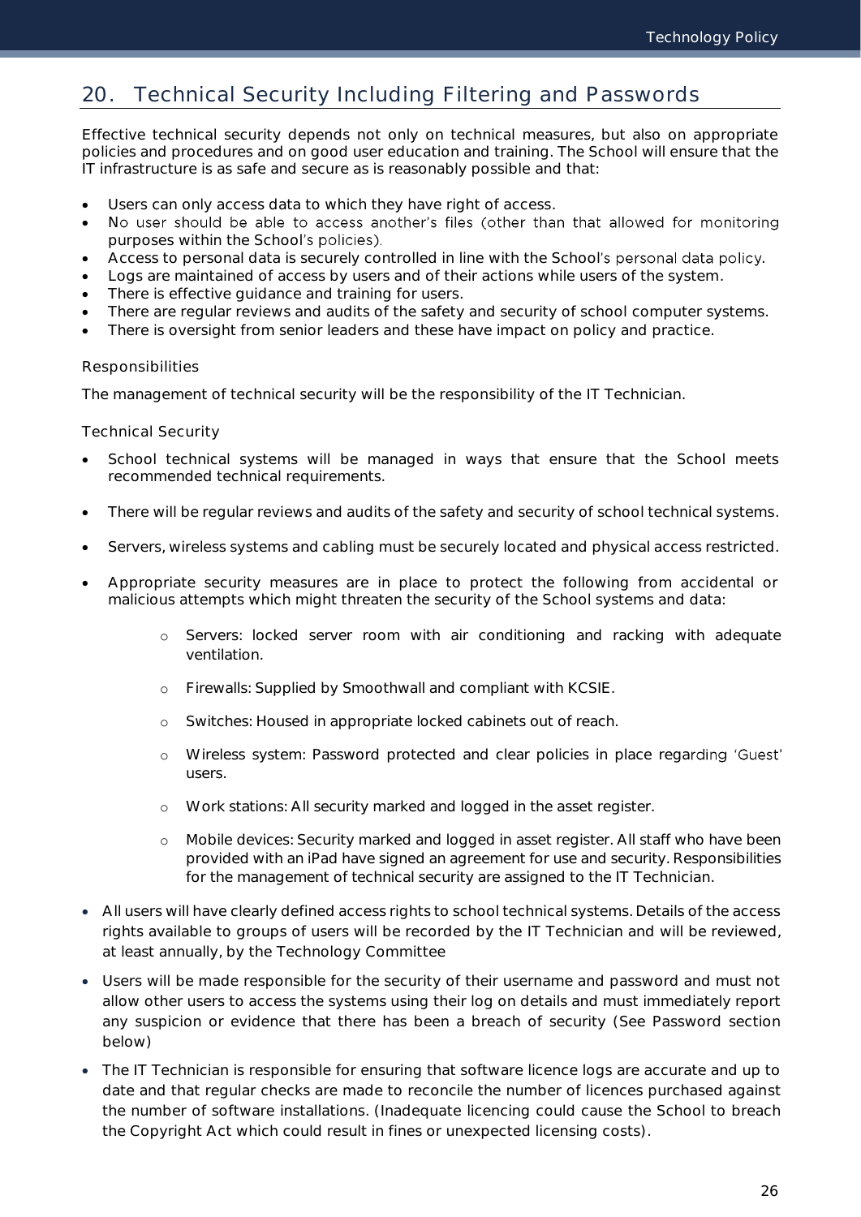## 20. Technical Security Including Filtering and Passwords

Effective technical security depends not only on technical measures, but also on appropriate policies and procedures and on good user education and training. The School will ensure that the IT infrastructure is as safe and secure as is reasonably possible and that:

- Users can only access data to which they have right of access.
- No user should be able to access another's files (other than that allowed for monitoring purposes within the School's policies).
- Access to personal data is securely controlled in line with the School's personal data policy.
- Logs are maintained of access by users and of their actions while users of the system.
- There is effective guidance and training for users.
- There are regular reviews and audits of the safety and security of school computer systems.
- There is oversight from senior leaders and these have impact on policy and practice.

### Responsibilities

The management of technical security will be the responsibility of the IT Technician.

### Technical Security

- School technical systems will be managed in ways that ensure that the School meets recommended technical requirements.
- There will be regular reviews and audits of the safety and security of school technical systems.
- Servers, wireless systems and cabling must be securely located and physical access restricted.
- Appropriate security measures are in place to protect the following from accidental or malicious attempts which might threaten the security of the School systems and data:
    - Servers: locked server room with air conditioning and racking with adequate ventilation.
    - Firewalls: Supplied by Smoothwall and compliant with KCSIE.
    - Switches: Housed in appropriate locked cabinets out of reach.
    - Wireless system: Password protected and clear policies in place regarding 'Guest' users.
    - Work stations: All security marked and logged in the asset register.
    - Mobile devices: Security marked and logged in asset register. All staff who have been provided with an iPad have signed an agreement for use and security. Responsibilities for the management of technical security are assigned to the IT Technician.
- All users will have clearly defined access rights to school technical systems. Details of the access rights available to groups of users will be recorded by the IT Technician and will be reviewed, at least annually, by the Technology Committee
- Users will be made responsible for the security of their username and password and must not allow other users to access the systems using their log on details and must immediately report any suspicion or evidence that there has been a breach of security (See Password section below)
- The IT Technician is responsible for ensuring that software licence logs are accurate and up to date and that regular checks are made to reconcile the number of licences purchased against the number of software installations. (Inadequate licencing could cause the School to breach the Copyright Act which could result in fines or unexpected licensing costs).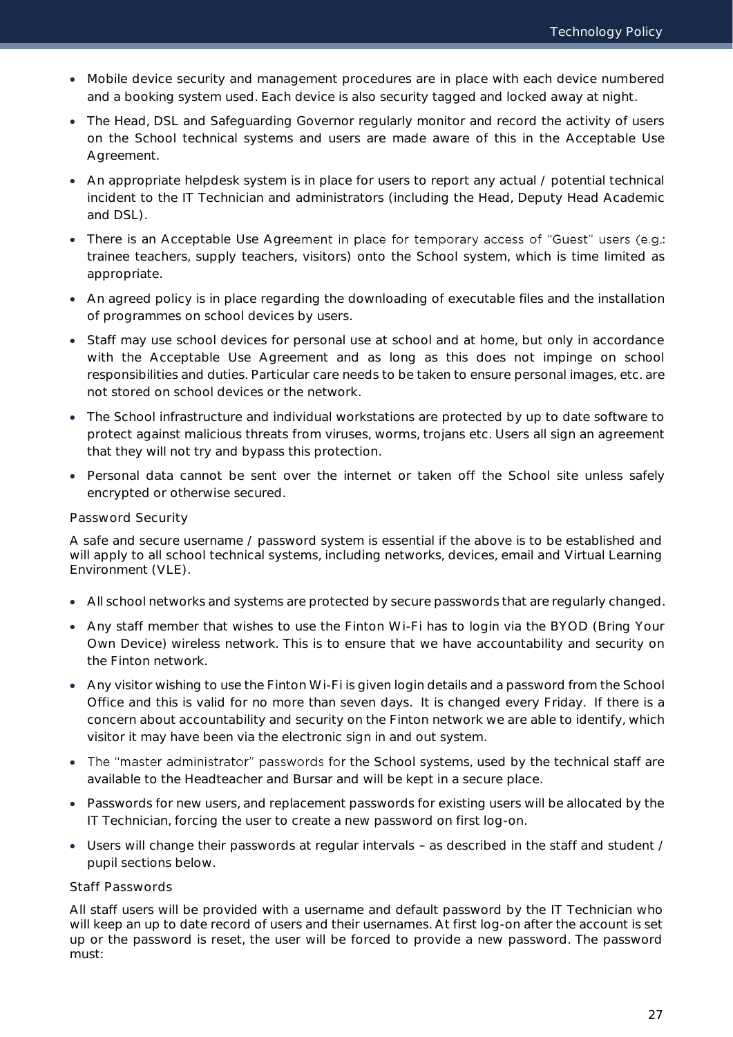- Mobile device security and management procedures are in place with each device numbered and a booking system used. Each device is also security tagged and locked away at night.
- The Head, DSL and Safeguarding Governor regularly monitor and record the activity of users on the School technical systems and users are made aware of this in the Acceptable Use Agreement.
- An appropriate helpdesk system is in place for users to report any actual / potential technical incident to the IT Technician and administrators (including the Head, Deputy Head Academic and DSL).
- There is an Acceptable Use Agreement in place for temporary access of "Guest" users (e.g.: trainee teachers, supply teachers, visitors) onto the School system, which is time limited as appropriate.
- An agreed policy is in place regarding the downloading of executable files and the installation of programmes on school devices by users.
- Staff may use school devices for personal use at school and at home, but only in accordance with the Acceptable Use Agreement and as long as this does not impinge on school responsibilities and duties. Particular care needs to be taken to ensure personal images, etc. are not stored on school devices or the network.
- The School infrastructure and individual workstations are protected by up to date software to protect against malicious threats from viruses, worms, trojans etc. Users all sign an agreement that they will not try and bypass this protection.
- Personal data cannot be sent over the internet or taken off the School site unless safely encrypted or otherwise secured.

### Password Security

A safe and secure username / password system is essential if the above is to be established and will apply to all school technical systems, including networks, devices, email and Virtual Learning Environment (VLE).

- All school networks and systems are protected by secure passwords that are regularly changed.
- Any staff member that wishes to use the Finton Wi-Fi has to login via the BYOD (Bring Your Own Device) wireless network. This is to ensure that we have accountability and security on the Finton network.
- Any visitor wishing to use the Finton Wi-Fi is given login details and a password from the School Office and this is valid for no more than seven days. It is changed every Friday. If there is a concern about accountability and security on the Finton network we are able to identify, which visitor it may have been via the electronic sign in and out system.
- The "master administrator" passwords for the School systems, used by the technical staff are available to the Headteacher and Bursar and will be kept in a secure place.
- Passwords for new users, and replacement passwords for existing users will be allocated by the IT Technician, forcing the user to create a new password on first log-on.
- Users will change their passwords at regular intervals – as described in the staff and student / pupil sections below.

### Staff Passwords

All staff users will be provided with a username and default password by the IT Technician who will keep an up to date record of users and their usernames. At first log-on after the account is set up or the password is reset, the user will be forced to provide a new password. The password must: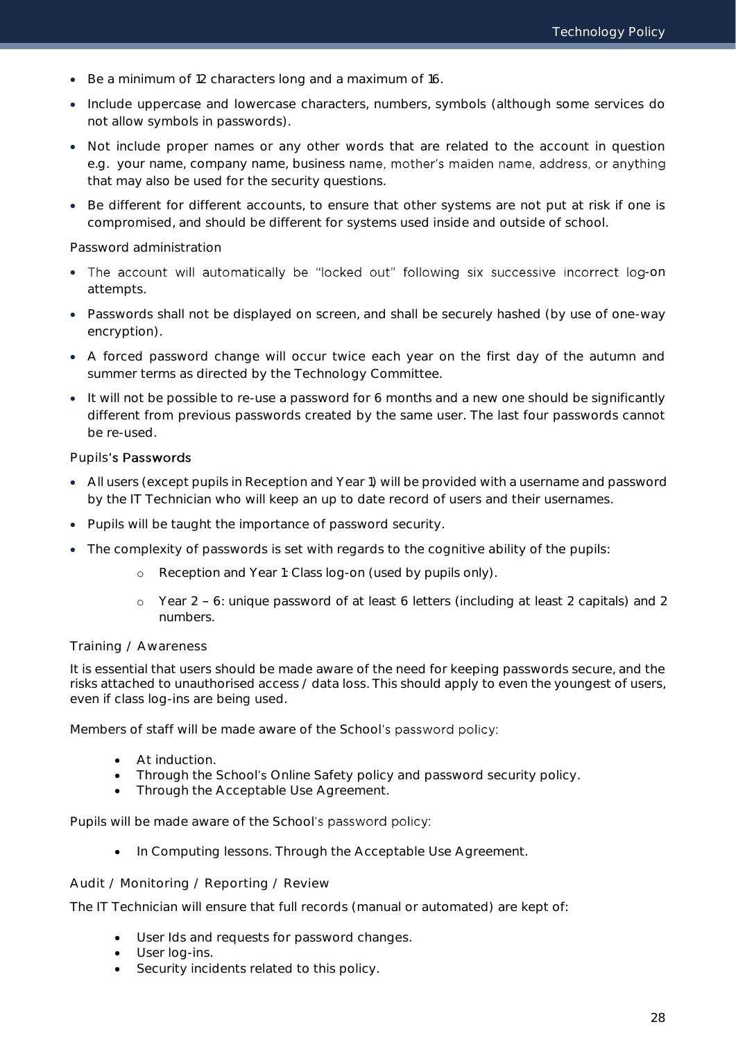- Be a minimum of 12 characters long and a maximum of 16.
- Include uppercase and lowercase characters, numbers, symbols (although some services do not allow symbols in passwords).
- Not include proper names or any other words that are related to the account in question e.g. your name, company name, business name, mother's maiden name, address, or anything that may also be used for the security questions.
- Be different for different accounts, to ensure that other systems are not put at risk if one is compromised, and should be different for systems used inside and outside of school.

### Password administration

- The account will automatically be "locked out" following six successive incorrect log-on attempts.
- Passwords shall not be displayed on screen, and shall be securely hashed (by use of one-way encryption).
- A forced password change will occur twice each year on the first day of the autumn and summer terms as directed by the Technology Committee.
- It will not be possible to re-use a password for 6 months and a new one should be significantly different from previous passwords created by the same user. The last four passwords cannot be re-used.

### Pupils's Passwords

- All users (except pupils in Reception and Year 1) will be provided with a username and password by the IT Technician who will keep an up to date record of users and their usernames.
- Pupils will be taught the importance of password security.
- The complexity of passwords is set with regards to the cognitive ability of the pupils:
  - Reception and Year 1: Class log-on (used by pupils only).
  - Year 2 – 6: unique password of at least 6 letters (including at least 2 capitals) and 2 numbers.

### Training / Awareness

It is essential that users should be made aware of the need for keeping passwords secure, and the risks attached to unauthorised access / data loss. This should apply to even the youngest of users, even if class log-ins are being used.

Members of staff will be made aware of the School's password policy:

- At induction.
- Through the School's Online Safety policy and password security policy.
- Through the Acceptable Use Agreement.

Pupils will be made aware of the School's password policy:

- In Computing lessons. Through the Acceptable Use Agreement.

### Audit / Monitoring / Reporting / Review

The IT Technician will ensure that full records (manual or automated) are kept of:

- User Ids and requests for password changes.
- User log-ins.
- Security incidents related to this policy.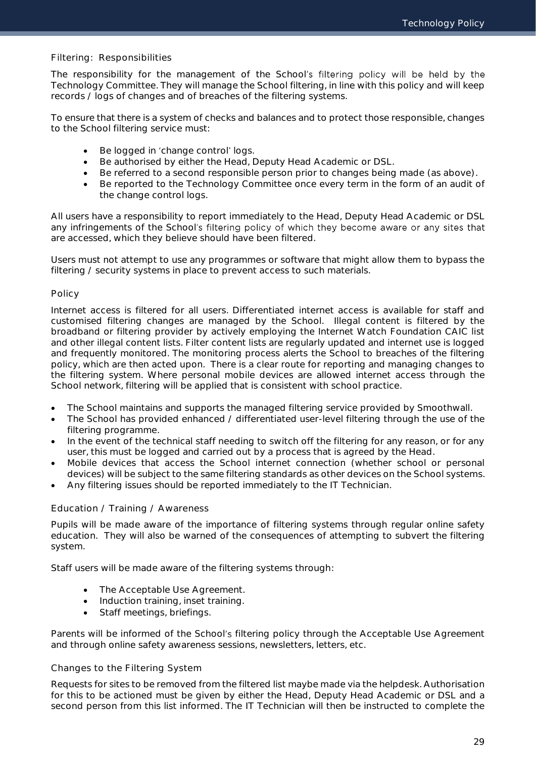### Filtering: Responsibilities

The responsibility for the management of the School's filtering policy will be held by the Technology Committee. They will manage the School filtering, in line with this policy and will keep records / logs of changes and of breaches of the filtering systems.

To ensure that there is a system of checks and balances and to protect those responsible, changes to the School filtering service must:

- Be logged in 'change control' logs.
- Be authorised by either the Head, Deputy Head Academic or DSL.
- Be referred to a second responsible person prior to changes being made (as above).
- Be reported to the Technology Committee once every term in the form of an audit of the change control logs.

All users have a responsibility to report immediately to the Head, Deputy Head Academic or DSL any infringements of the School's filtering policy of which they become aware or any sites that are accessed, which they believe should have been filtered.

Users must not attempt to use any programmes or software that might allow them to bypass the filtering / security systems in place to prevent access to such materials.

### Policy

Internet access is filtered for all users. Differentiated internet access is available for staff and customised filtering changes are managed by the School. Illegal content is filtered by the broadband or filtering provider by actively employing the Internet Watch Foundation CAIC list and other illegal content lists. Filter content lists are regularly updated and internet use is logged and frequently monitored. The monitoring process alerts the School to breaches of the filtering policy, which are then acted upon. There is a clear route for reporting and managing changes to the filtering system. Where personal mobile devices are allowed internet access through the School network, filtering will be applied that is consistent with school practice.

- The School maintains and supports the managed filtering service provided by Smoothwall.
- The School has provided enhanced / differentiated user-level filtering through the use of the filtering programme.
- In the event of the technical staff needing to switch off the filtering for any reason, or for any user, this must be logged and carried out by a process that is agreed by the Head.
- Mobile devices that access the School internet connection (whether school or personal devices) will be subject to the same filtering standards as other devices on the School systems.
- Any filtering issues should be reported immediately to the IT Technician.

### Education / Training / Awareness

Pupils will be made aware of the importance of filtering systems through regular online safety education. They will also be warned of the consequences of attempting to subvert the filtering system.

Staff users will be made aware of the filtering systems through:

- The Acceptable Use Agreement.
- Induction training, inset training.
- Staff meetings, briefings.

Parents will be informed of the School's filtering policy through the Acceptable Use Agreement and through online safety awareness sessions, newsletters, letters, etc.

### Changes to the Filtering System

Requests for sites to be removed from the filtered list maybe made via the helpdesk. Authorisation for this to be actioned must be given by either the Head, Deputy Head Academic or DSL and a second person from this list informed. The IT Technician will then be instructed to complete the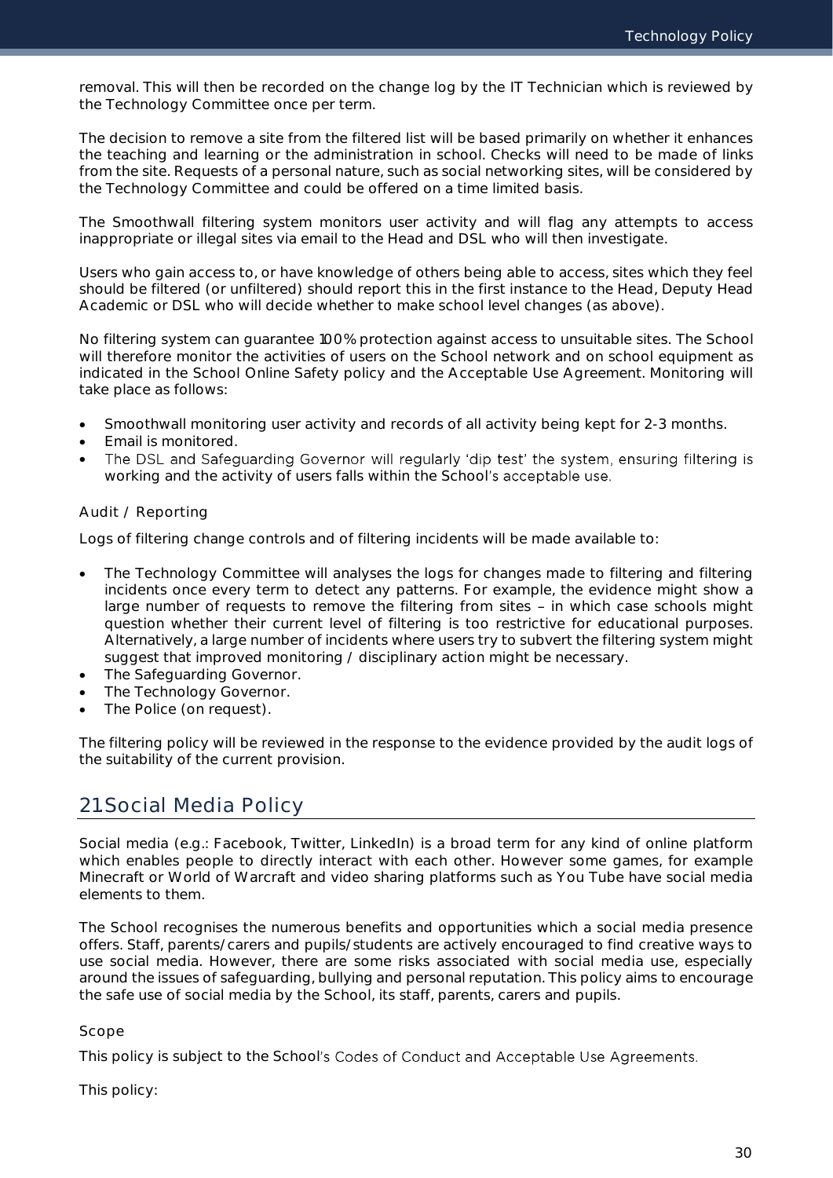removal. This will then be recorded on the change log by the IT Technician which is reviewed by the Technology Committee once per term.

The decision to remove a site from the filtered list will be based primarily on whether it enhances the teaching and learning or the administration in school. Checks will need to be made of links from the site. Requests of a personal nature, such as social networking sites, will be considered by the Technology Committee and could be offered on a time limited basis.

The Smoothwall filtering system monitors user activity and will flag any attempts to access inappropriate or illegal sites via email to the Head and DSL who will then investigate.

Users who gain access to, or have knowledge of others being able to access, sites which they feel should be filtered (or unfiltered) should report this in the first instance to the Head, Deputy Head Academic or DSL who will decide whether to make school level changes (as above).

No filtering system can guarantee 100% protection against access to unsuitable sites. The School will therefore monitor the activities of users on the School network and on school equipment as indicated in the School Online Safety policy and the Acceptable Use Agreement. Monitoring will take place as follows:

- Smoothwall monitoring user activity and records of all activity being kept for 2-3 months.
- Email is monitored.
- The DSL and Safeguarding Governor will regularly 'dip test' the system, ensuring filtering is working and the activity of users falls within the School's acceptable use.

### Audit / Reporting

Logs of filtering change controls and of filtering incidents will be made available to:

- The Technology Committee will analyses the logs for changes made to filtering and filtering incidents once every term to detect any patterns. For example, the evidence might show a large number of requests to remove the filtering from sites – in which case schools might question whether their current level of filtering is too restrictive for educational purposes. Alternatively, a large number of incidents where users try to subvert the filtering system might suggest that improved monitoring / disciplinary action might be necessary.
- The Safeguarding Governor.
- The Technology Governor.
- The Police (on request).

The filtering policy will be reviewed in the response to the evidence provided by the audit logs of the suitability of the current provision.

## 21. Social Media Policy

Social media (e.g.: Facebook, Twitter, LinkedIn) is a broad term for any kind of online platform which enables people to directly interact with each other. However some games, for example Minecraft or World of Warcraft and video sharing platforms such as You Tube have social media elements to them.

The School recognises the numerous benefits and opportunities which a social media presence offers. Staff, parents/carers and pupils/students are actively encouraged to find creative ways to use social media. However, there are some risks associated with social media use, especially around the issues of safeguarding, bullying and personal reputation. This policy aims to encourage the safe use of social media by the School, its staff, parents, carers and pupils.

### Scope

This policy is subject to the School's Codes of Conduct and Acceptable Use Agreements.

This policy: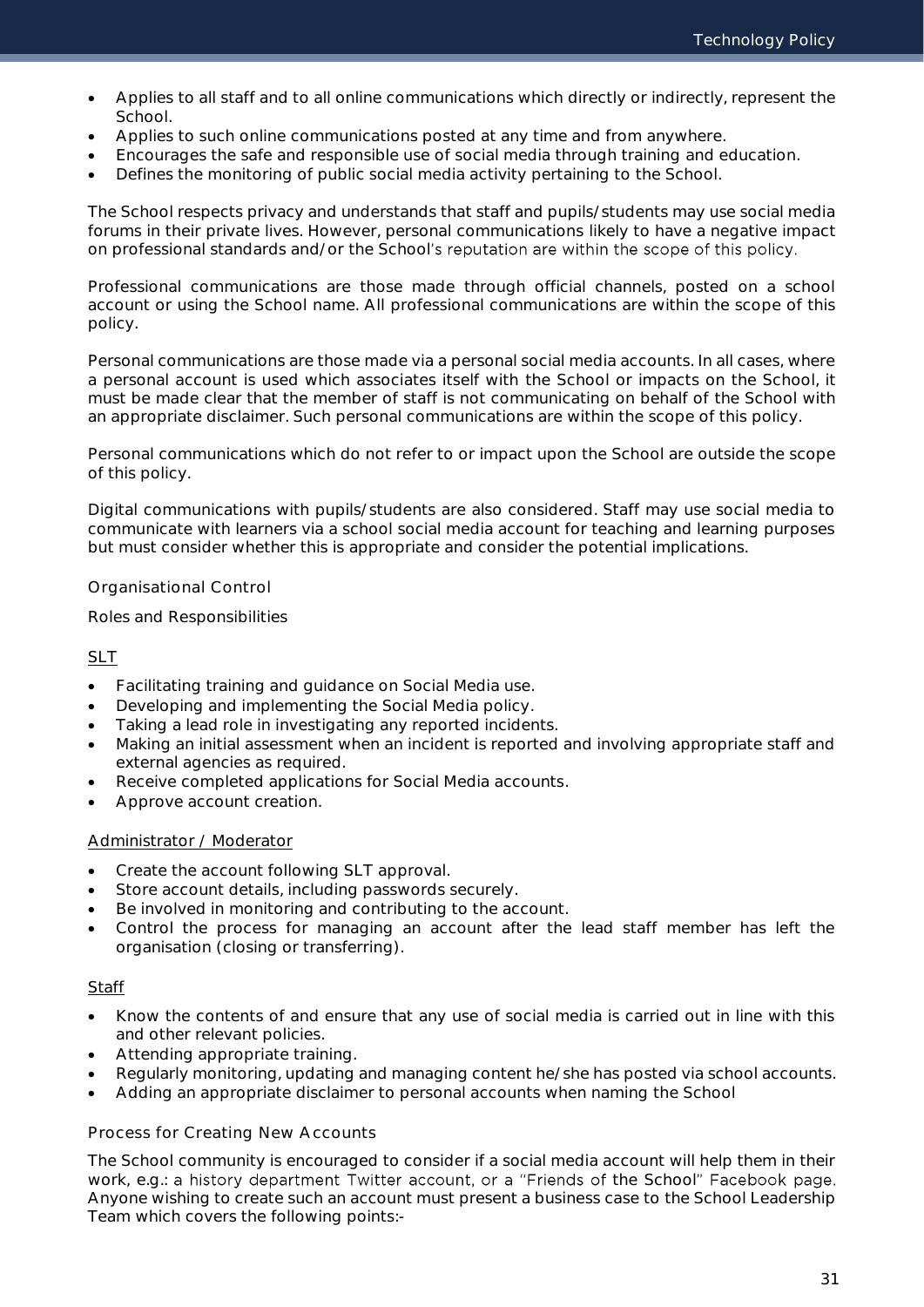- Applies to all staff and to all online communications which directly or indirectly, represent the School.
- Applies to such online communications posted at any time and from anywhere.
- Encourages the safe and responsible use of social media through training and education.
- Defines the monitoring of public social media activity pertaining to the School.

The School respects privacy and understands that staff and pupils/students may use social media forums in their private lives. However, personal communications likely to have a negative impact on professional standards and/or the School's reputation are within the scope of this policy.

Professional communications are those made through official channels, posted on a school account or using the School name. All professional communications are within the scope of this policy.

Personal communications are those made via a personal social media accounts. In all cases, where a personal account is used which associates itself with the School or impacts on the School, it must be made clear that the member of staff is not communicating on behalf of the School with an appropriate disclaimer. Such personal communications are within the scope of this policy.

Personal communications which do not refer to or impact upon the School are outside the scope of this policy.

Digital communications with pupils/students are also considered. Staff may use social media to communicate with learners via a school social media account for teaching and learning purposes but must consider whether this is appropriate and consider the potential implications.

### Organisational Control

Roles and Responsibilities

<u>SLT</u>

- Facilitating training and guidance on Social Media use.
- Developing and implementing the Social Media policy.
- Taking a lead role in investigating any reported incidents.
- Making an initial assessment when an incident is reported and involving appropriate staff and external agencies as required.
- Receive completed applications for Social Media accounts.
- Approve account creation.

<u>Administrator / Moderator</u>

- Create the account following SLT approval.
- Store account details, including passwords securely.
- Be involved in monitoring and contributing to the account.
- Control the process for managing an account after the lead staff member has left the organisation (closing or transferring).

<u>Staff</u>

- Know the contents of and ensure that any use of social media is carried out in line with this and other relevant policies.
- Attending appropriate training.
- Regularly monitoring, updating and managing content he/she has posted via school accounts.
- Adding an appropriate disclaimer to personal accounts when naming the School

### Process for Creating New Accounts

The School community is encouraged to consider if a social media account will help them in their work, e.g.: a history department Twitter account, or a "Friends of the School" Facebook page. Anyone wishing to create such an account must present a business case to the School Leadership Team which covers the following points:-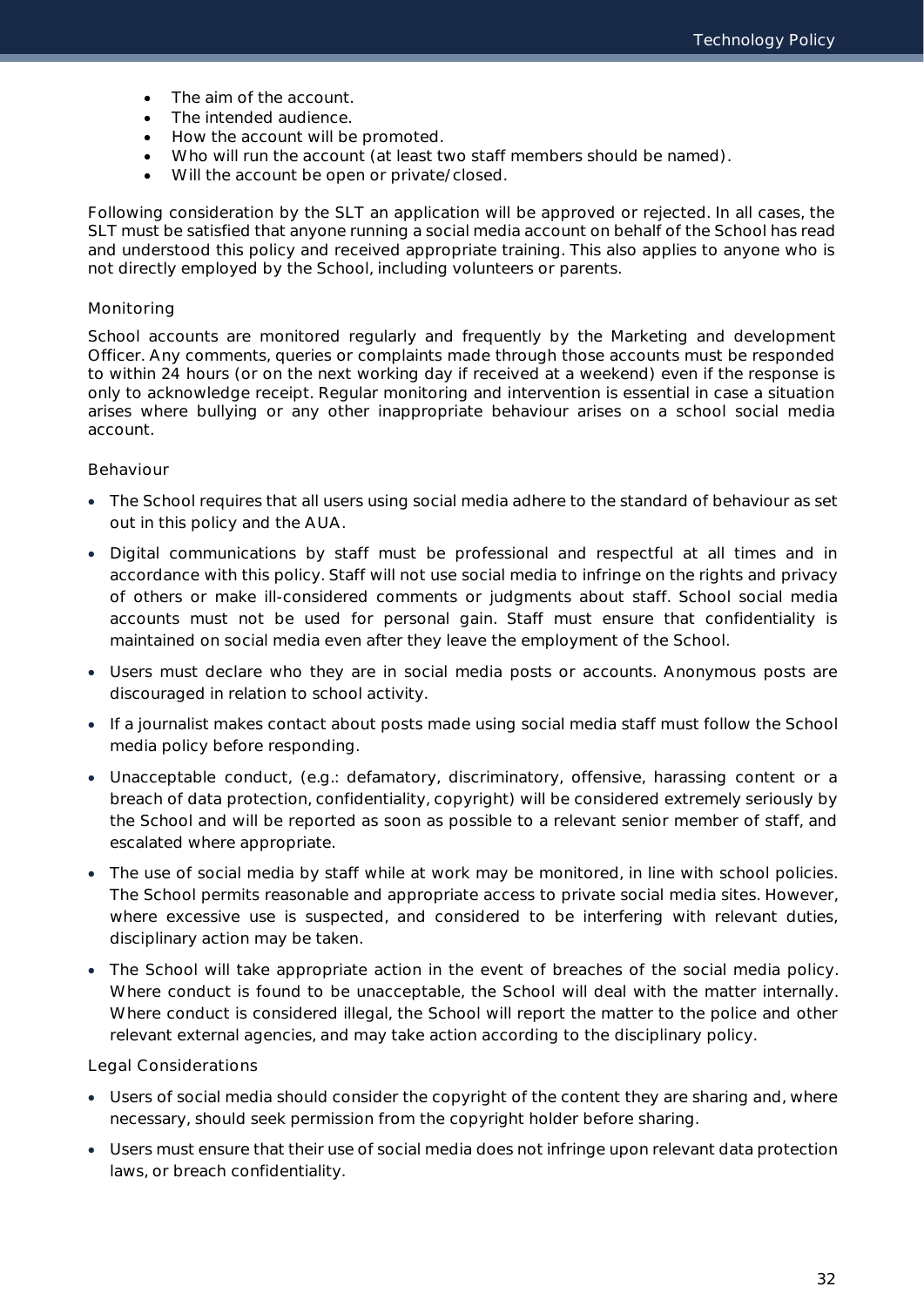- The aim of the account.
- The intended audience.
- How the account will be promoted.
- Who will run the account (at least two staff members should be named).
- Will the account be open or private/closed.

Following consideration by the SLT an application will be approved or rejected. In all cases, the SLT must be satisfied that anyone running a social media account on behalf of the School has read and understood this policy and received appropriate training. This also applies to anyone who is not directly employed by the School, including volunteers or parents.

### Monitoring

School accounts are monitored regularly and frequently by the Marketing and development Officer. Any comments, queries or complaints made through those accounts must be responded to within 24 hours (or on the next working day if received at a weekend) even if the response is only to acknowledge receipt. Regular monitoring and intervention is essential in case a situation arises where bullying or any other inappropriate behaviour arises on a school social media account.

### Behaviour

- The School requires that all users using social media adhere to the standard of behaviour as set out in this policy and the AUA.
- Digital communications by staff must be professional and respectful at all times and in accordance with this policy. Staff will not use social media to infringe on the rights and privacy of others or make ill-considered comments or judgments about staff. School social media accounts must not be used for personal gain. Staff must ensure that confidentiality is maintained on social media even after they leave the employment of the School.
- Users must declare who they are in social media posts or accounts. Anonymous posts are discouraged in relation to school activity.
- If a journalist makes contact about posts made using social media staff must follow the School media policy before responding.
- Unacceptable conduct, (e.g.: defamatory, discriminatory, offensive, harassing content or a breach of data protection, confidentiality, copyright) will be considered extremely seriously by the School and will be reported as soon as possible to a relevant senior member of staff, and escalated where appropriate.
- The use of social media by staff while at work may be monitored, in line with school policies. The School permits reasonable and appropriate access to private social media sites. However, where excessive use is suspected, and considered to be interfering with relevant duties, disciplinary action may be taken.
- The School will take appropriate action in the event of breaches of the social media policy. Where conduct is found to be unacceptable, the School will deal with the matter internally. Where conduct is considered illegal, the School will report the matter to the police and other relevant external agencies, and may take action according to the disciplinary policy.

### Legal Considerations

- Users of social media should consider the copyright of the content they are sharing and, where necessary, should seek permission from the copyright holder before sharing.
- Users must ensure that their use of social media does not infringe upon relevant data protection laws, or breach confidentiality.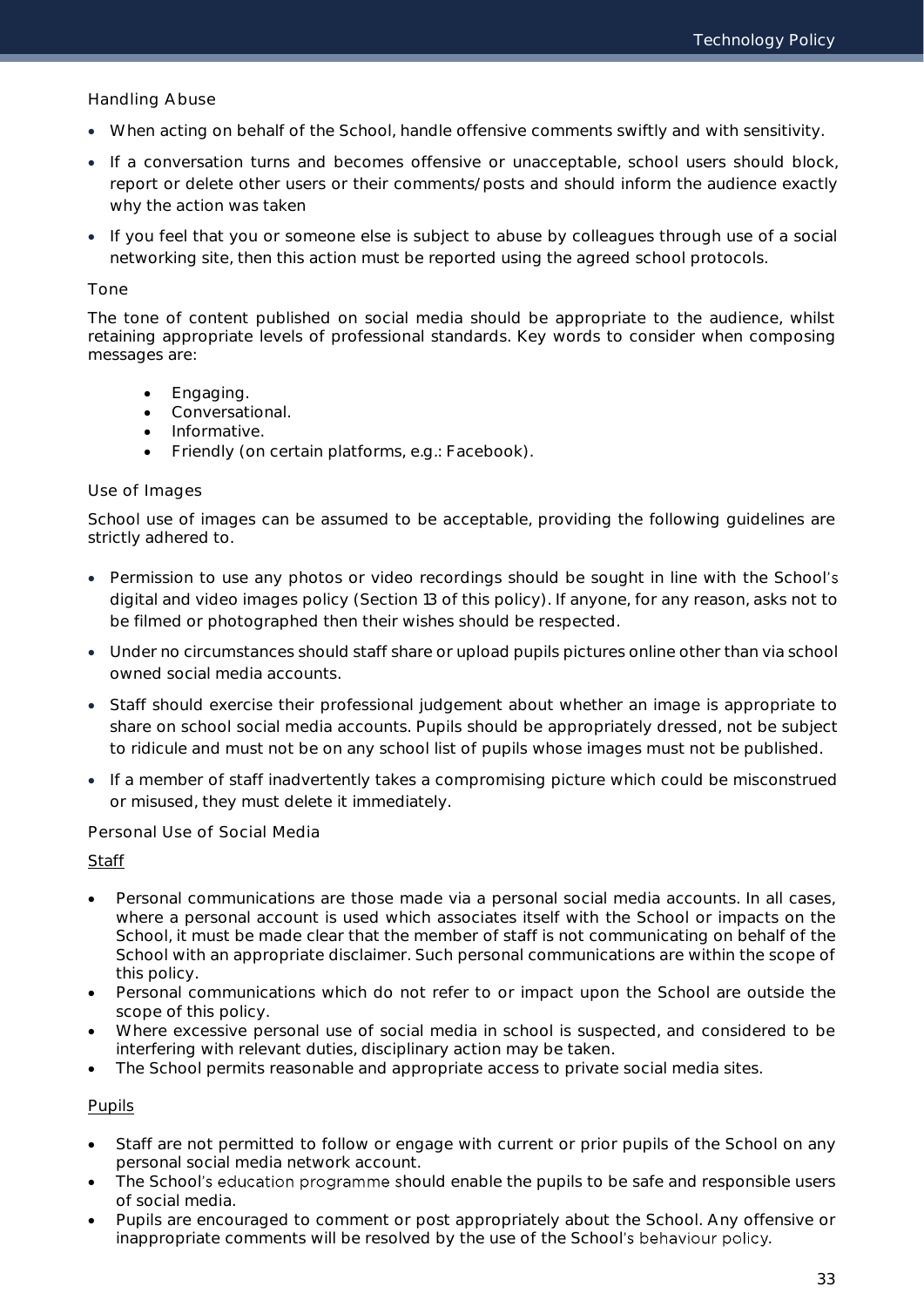### Handling Abuse

- When acting on behalf of the School, handle offensive comments swiftly and with sensitivity.
- If a conversation turns and becomes offensive or unacceptable, school users should block, report or delete other users or their comments/posts and should inform the audience exactly why the action was taken
- If you feel that you or someone else is subject to abuse by colleagues through use of a social networking site, then this action must be reported using the agreed school protocols.

### Tone

The tone of content published on social media should be appropriate to the audience, whilst retaining appropriate levels of professional standards. Key words to consider when composing messages are:

- Engaging.
- Conversational.
- Informative.
- Friendly (on certain platforms, e.g.: Facebook).

### Use of Images

School use of images can be assumed to be acceptable, providing the following guidelines are strictly adhered to.

- Permission to use any photos or video recordings should be sought in line with the School's digital and video images policy (Section 13 of this policy). If anyone, for any reason, asks not to be filmed or photographed then their wishes should be respected.
- Under no circumstances should staff share or upload pupils pictures online other than via school owned social media accounts.
- Staff should exercise their professional judgement about whether an image is appropriate to share on school social media accounts. Pupils should be appropriately dressed, not be subject to ridicule and must not be on any school list of pupils whose images must not be published.
- If a member of staff inadvertently takes a compromising picture which could be misconstrued or misused, they must delete it immediately.

### Personal Use of Social Media

<u>Staff</u>

- Personal communications are those made via a personal social media accounts. In all cases, where a personal account is used which associates itself with the School or impacts on the School, it must be made clear that the member of staff is not communicating on behalf of the School with an appropriate disclaimer. Such personal communications are within the scope of this policy.
- Personal communications which do not refer to or impact upon the School are outside the scope of this policy.
- Where excessive personal use of social media in school is suspected, and considered to be interfering with relevant duties, disciplinary action may be taken.
- The School permits reasonable and appropriate access to private social media sites.

<u>Pupils</u>

- Staff are not permitted to follow or engage with current or prior pupils of the School on any personal social media network account.
- The School's education programme should enable the pupils to be safe and responsible users of social media.
- Pupils are encouraged to comment or post appropriately about the School. Any offensive or inappropriate comments will be resolved by the use of the School's behaviour policy.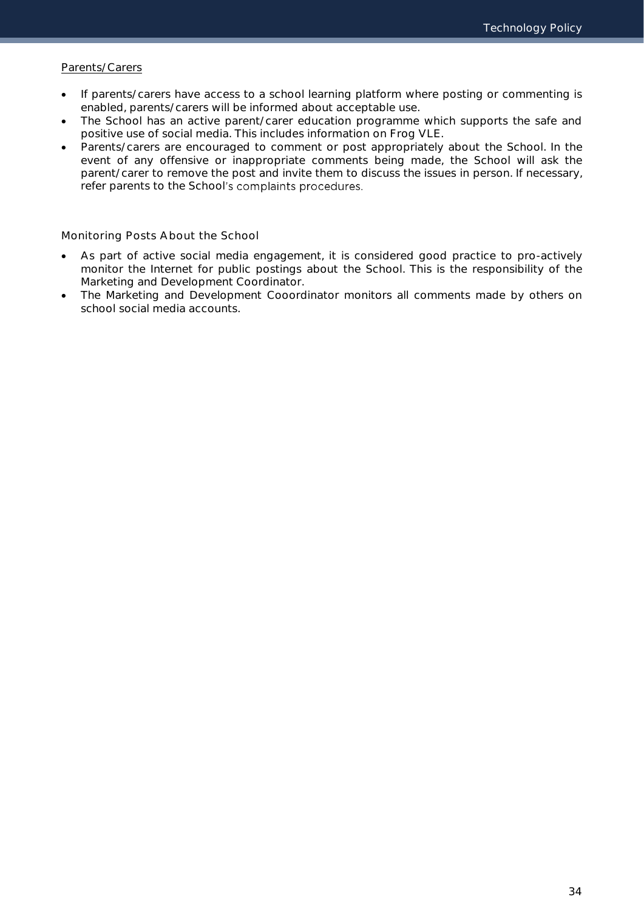Parents/Carers

- If parents/carers have access to a school learning platform where posting or commenting is enabled, parents/carers will be informed about acceptable use.
- The School has an active parent/carer education programme which supports the safe and positive use of social media. This includes information on Frog VLE.
- Parents/carers are encouraged to comment or post appropriately about the School. In the event of any offensive or inappropriate comments being made, the School will ask the parent/carer to remove the post and invite them to discuss the issues in person. If necessary, refer parents to the School's complaints procedures.

Monitoring Posts About the School

- As part of active social media engagement, it is considered good practice to pro-actively monitor the Internet for public postings about the School. This is the responsibility of the Marketing and Development Coordinator.
- The Marketing and Development Cooordinator monitors all comments made by others on school social media accounts.